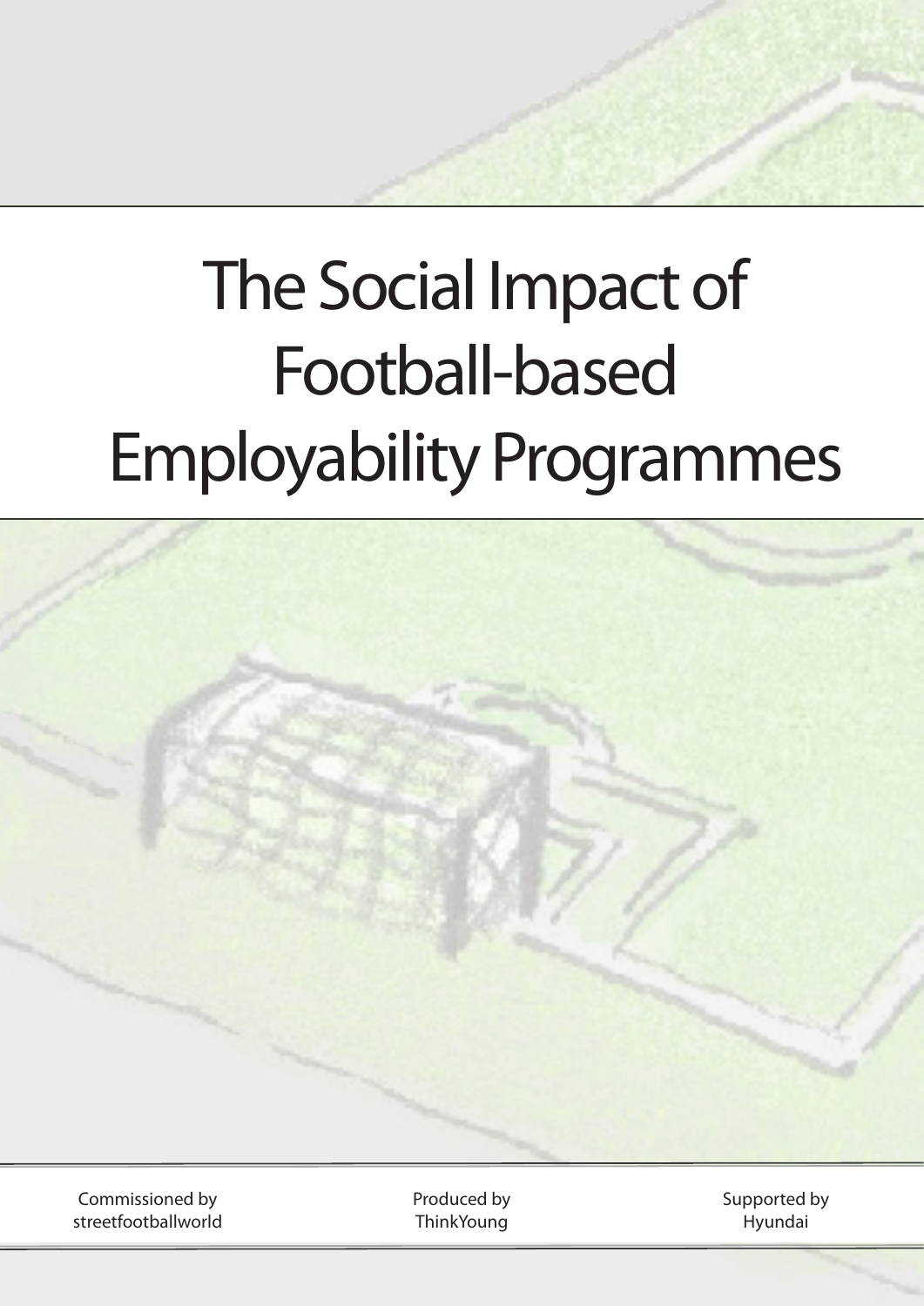# The Social Impact of Football-based Employability Programmes

Commissioned by streetfootballworld

Produced by ThinkYoung

Supported by Hyundai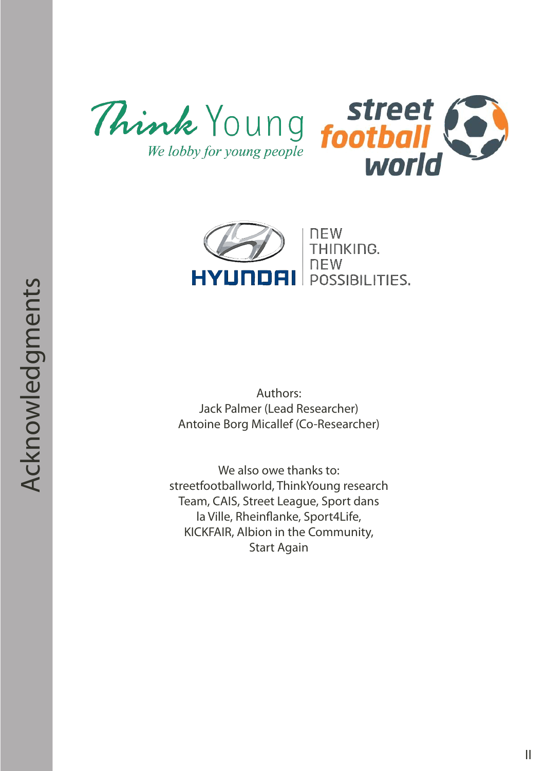# Acknowledgments

Think Young
*We lobby for young people*

street football world

HYUNDAI
NEW THINKING. NEW POSSIBILITIES.

Authors:
Jack Palmer (Lead Researcher)
Antoine Borg Micallef (Co-Researcher)

We also owe thanks to:
streetfootballworld, ThinkYoung research Team, CAIS, Street League, Sport dans la Ville, Rheinflanke, Sport4Life, KICKFAIR, Albion in the Community, Start Again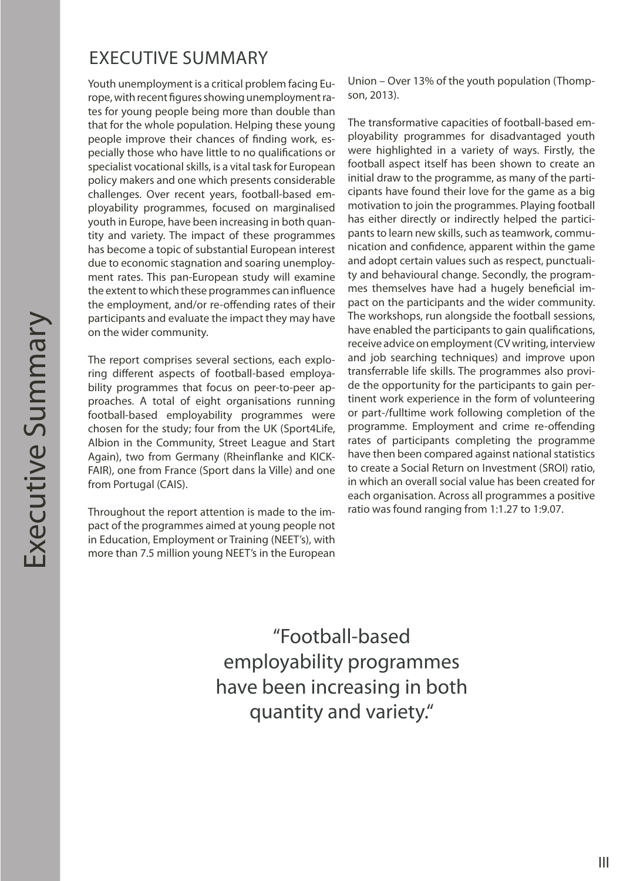# EXECUTIVE SUMMARY

Youth unemployment is a critical problem facing Europe, with recent figures showing unemployment rates for young people being more than double than that for the whole population. Helping these young people improve their chances of finding work, especially those who have little to no qualifications or specialist vocational skills, is a vital task for European policy makers and one which presents considerable challenges. Over recent years, football-based employability programmes, focused on marginalised youth in Europe, have been increasing in both quantity and variety. The impact of these programmes has become a topic of substantial European interest due to economic stagnation and soaring unemployment rates. This pan-European study will examine the extent to which these programmes can influence the employment, and/or re-offending rates of their participants and evaluate the impact they may have on the wider community.

The report comprises several sections, each exploring different aspects of football-based employability programmes that focus on peer-to-peer approaches. A total of eight organisations running football-based employability programmes were chosen for the study; four from the UK (Sport4Life, Albion in the Community, Street League and Start Again), two from Germany (Rheinflanke and KICK-FAIR), one from France (Sport dans la Ville) and one from Portugal (CAIS).

Throughout the report attention is made to the impact of the programmes aimed at young people not in Education, Employment or Training (NEET's), with more than 7.5 million young NEET's in the European Union – Over 13% of the youth population (Thompson, 2013).

The transformative capacities of football-based employability programmes for disadvantaged youth were highlighted in a variety of ways. Firstly, the football aspect itself has been shown to create an initial draw to the programme, as many of the participants have found their love for the game as a big motivation to join the programmes. Playing football has either directly or indirectly helped the participants to learn new skills, such as teamwork, communication and confidence, apparent within the game and adopt certain values such as respect, punctuality and behavioural change. Secondly, the programmes themselves have had a hugely beneficial impact on the participants and the wider community. The workshops, run alongside the football sessions, have enabled the participants to gain qualifications, receive advice on employment (CV writing, interview and job searching techniques) and improve upon transferrable life skills. The programmes also provide the opportunity for the participants to gain pertinent work experience in the form of volunteering or part-/fulltime work following completion of the programme. Employment and crime re-offending rates of participants completing the programme have then been compared against national statistics to create a Social Return on Investment (SROI) ratio, in which an overall social value has been created for each organisation. Across all programmes a positive ratio was found ranging from 1:1.27 to 1:9.07.

> "Football-based employability programmes have been increasing in both quantity and variety."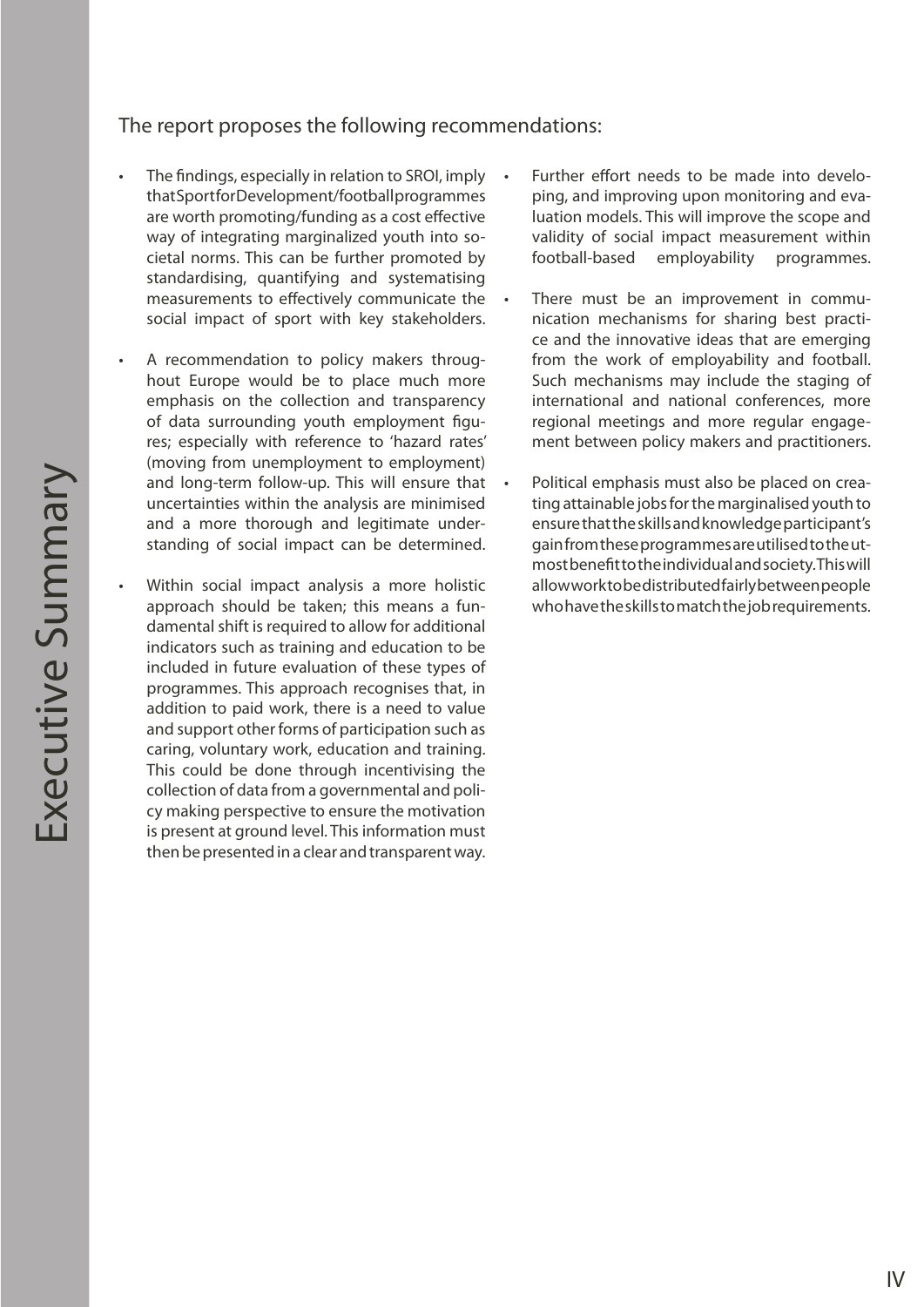The report proposes the following recommendations:

- The findings, especially in relation to SROI, imply that Sport for Development/football programmes are worth promoting/funding as a cost effective way of integrating marginalized youth into societal norms. This can be further promoted by standardising, quantifying and systematising measurements to effectively communicate the social impact of sport with key stakeholders.
- A recommendation to policy makers throughout Europe would be to place much more emphasis on the collection and transparency of data surrounding youth employment figures; especially with reference to 'hazard rates' (moving from unemployment to employment) and long-term follow-up. This will ensure that uncertainties within the analysis are minimised and a more thorough and legitimate understanding of social impact can be determined.
- Within social impact analysis a more holistic approach should be taken; this means a fundamental shift is required to allow for additional indicators such as training and education to be included in future evaluation of these types of programmes. This approach recognises that, in addition to paid work, there is a need to value and support other forms of participation such as caring, voluntary work, education and training. This could be done through incentivising the collection of data from a governmental and policy making perspective to ensure the motivation is present at ground level. This information must then be presented in a clear and transparent way.
- Further effort needs to be made into developing, and improving upon monitoring and evaluation models. This will improve the scope and validity of social impact measurement within football-based employability programmes.
- There must be an improvement in communication mechanisms for sharing best practice and the innovative ideas that are emerging from the work of employability and football. Such mechanisms may include the staging of international and national conferences, more regional meetings and more regular engagement between policy makers and practitioners.
- Political emphasis must also be placed on creating attainable jobs for the marginalised youth to ensure that the skills and knowledge participant's gain from these programmes are utilised to the utmost benefit to the individual and society. This will allow work to be distributed fairly between people who have the skills to match the job requirements.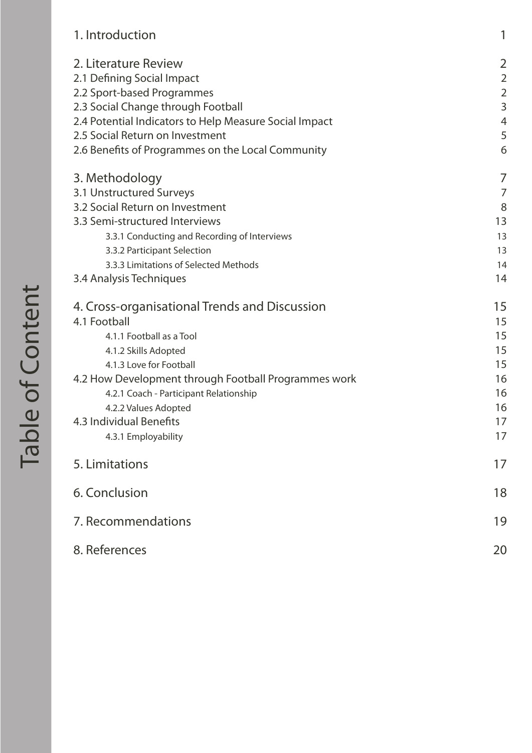# Table of Content

| | |
|---|---|
| 1. Introduction | 1 |
| 2. Literature Review | 2 |
| 2.1 Defining Social Impact | 2 |
| 2.2 Sport-based Programmes | 2 |
| 2.3 Social Change through Football | 3 |
| 2.4 Potential Indicators to Help Measure Social Impact | 4 |
| 2.5 Social Return on Investment | 5 |
| 2.6 Benefits of Programmes on the Local Community | 6 |
| 3. Methodology | 7 |
| 3.1 Unstructured Surveys | 7 |
| 3.2 Social Return on Investment | 8 |
| 3.3 Semi-structured Interviews | 13 |
| 3.3.1 Conducting and Recording of Interviews | 13 |
| 3.3.2 Participant Selection | 13 |
| 3.3.3 Limitations of Selected Methods | 14 |
| 3.4 Analysis Techniques | 14 |
| 4. Cross-organisational Trends and Discussion | 15 |
| 4.1 Football | 15 |
| 4.1.1 Football as a Tool | 15 |
| 4.1.2 Skills Adopted | 15 |
| 4.1.3 Love for Football | 15 |
| 4.2 How Development through Football Programmes work | 16 |
| 4.2.1 Coach - Participant Relationship | 16 |
| 4.2.2 Values Adopted | 16 |
| 4.3 Individual Benefits | 17 |
| 4.3.1 Employability | 17 |
| 5. Limitations | 17 |
| 6. Conclusion | 18 |
| 7. Recommendations | 19 |
| 8. References | 20 |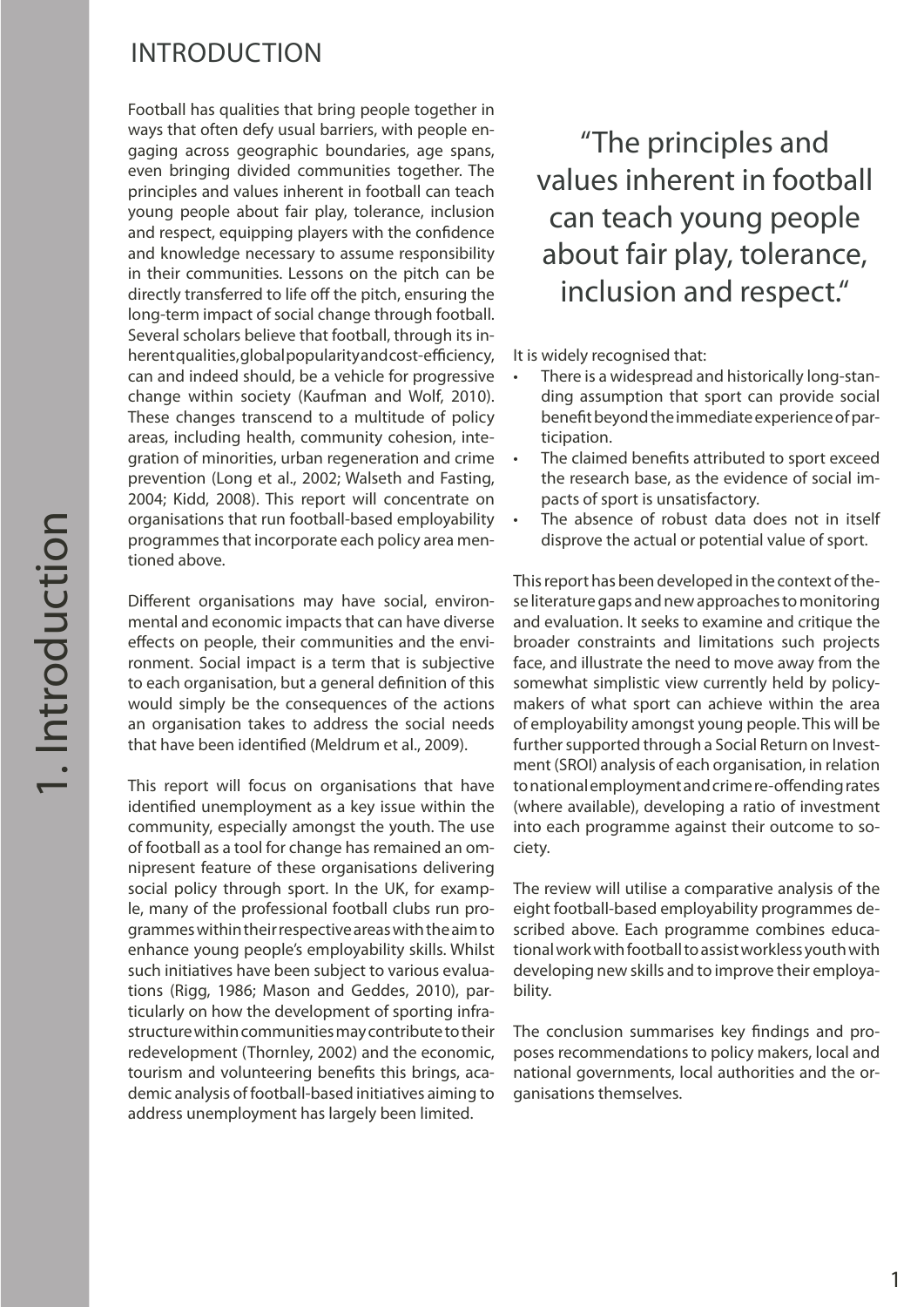# INTRODUCTION

Football has qualities that bring people together in ways that often defy usual barriers, with people engaging across geographic boundaries, age spans, even bringing divided communities together. The principles and values inherent in football can teach young people about fair play, tolerance, inclusion and respect, equipping players with the confidence and knowledge necessary to assume responsibility in their communities. Lessons on the pitch can be directly transferred to life off the pitch, ensuring the long-term impact of social change through football. Several scholars believe that football, through its inherent qualities, global popularity and cost-efficiency, can and indeed should, be a vehicle for progressive change within society (Kaufman and Wolf, 2010). These changes transcend to a multitude of policy areas, including health, community cohesion, integration of minorities, urban regeneration and crime prevention (Long et al., 2002; Walseth and Fasting, 2004; Kidd, 2008). This report will concentrate on organisations that run football-based employability programmes that incorporate each policy area mentioned above.

Different organisations may have social, environmental and economic impacts that can have diverse effects on people, their communities and the environment. Social impact is a term that is subjective to each organisation, but a general definition of this would simply be the consequences of the actions an organisation takes to address the social needs that have been identified (Meldrum et al., 2009).

This report will focus on organisations that have identified unemployment as a key issue within the community, especially amongst the youth. The use of football as a tool for change has remained an omnipresent feature of these organisations delivering social policy through sport. In the UK, for example, many of the professional football clubs run programmes within their respective areas with the aim to enhance young people's employability skills. Whilst such initiatives have been subject to various evaluations (Rigg, 1986; Mason and Geddes, 2010), particularly on how the development of sporting infrastructure within communities may contribute to their redevelopment (Thornley, 2002) and the economic, tourism and volunteering benefits this brings, academic analysis of football-based initiatives aiming to address unemployment has largely been limited.

> "The principles and values inherent in football can teach young people about fair play, tolerance, inclusion and respect."

It is widely recognised that:

- There is a widespread and historically long-standing assumption that sport can provide social benefit beyond the immediate experience of participation.
- The claimed benefits attributed to sport exceed the research base, as the evidence of social impacts of sport is unsatisfactory.
- The absence of robust data does not in itself disprove the actual or potential value of sport.

This report has been developed in the context of these literature gaps and new approaches to monitoring and evaluation. It seeks to examine and critique the broader constraints and limitations such projects face, and illustrate the need to move away from the somewhat simplistic view currently held by policy-makers of what sport can achieve within the area of employability amongst young people. This will be further supported through a Social Return on Investment (SROI) analysis of each organisation, in relation to national employment and crime re-offending rates (where available), developing a ratio of investment into each programme against their outcome to society.

The review will utilise a comparative analysis of the eight football-based employability programmes described above. Each programme combines educational work with football to assist workless youth with developing new skills and to improve their employability.

The conclusion summarises key findings and proposes recommendations to policy makers, local and national governments, local authorities and the organisations themselves.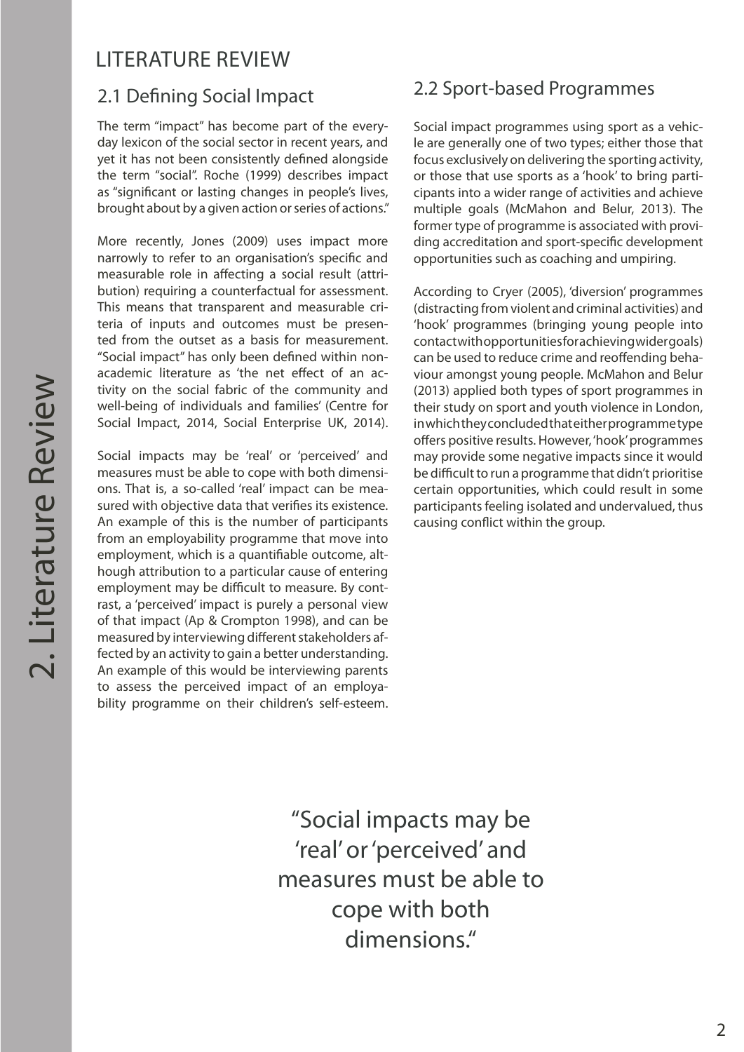# LITERATURE REVIEW

## 2.1 Defining Social Impact

The term "impact" has become part of the everyday lexicon of the social sector in recent years, and yet it has not been consistently defined alongside the term "social". Roche (1999) describes impact as "significant or lasting changes in people's lives, brought about by a given action or series of actions."

More recently, Jones (2009) uses impact more narrowly to refer to an organisation's specific and measurable role in affecting a social result (attribution) requiring a counterfactual for assessment. This means that transparent and measurable criteria of inputs and outcomes must be presented from the outset as a basis for measurement. "Social impact" has only been defined within non-academic literature as 'the net effect of an activity on the social fabric of the community and well-being of individuals and families' (Centre for Social Impact, 2014, Social Enterprise UK, 2014).

Social impacts may be 'real' or 'perceived' and measures must be able to cope with both dimensions. That is, a so-called 'real' impact can be measured with objective data that verifies its existence. An example of this is the number of participants from an employability programme that move into employment, which is a quantifiable outcome, although attribution to a particular cause of entering employment may be difficult to measure. By contrast, a 'perceived' impact is purely a personal view of that impact (Ap & Crompton 1998), and can be measured by interviewing different stakeholders affected by an activity to gain a better understanding. An example of this would be interviewing parents to assess the perceived impact of an employability programme on their children's self-esteem.

## 2.2 Sport-based Programmes

Social impact programmes using sport as a vehicle are generally one of two types; either those that focus exclusively on delivering the sporting activity, or those that use sports as a 'hook' to bring participants into a wider range of activities and achieve multiple goals (McMahon and Belur, 2013). The former type of programme is associated with providing accreditation and sport-specific development opportunities such as coaching and umpiring.

According to Cryer (2005), 'diversion' programmes (distracting from violent and criminal activities) and 'hook' programmes (bringing young people into contact with opportunities for achieving wider goals) can be used to reduce crime and reoffending behaviour amongst young people. McMahon and Belur (2013) applied both types of sport programmes in their study on sport and youth violence in London, in which they concluded that either programme type offers positive results. However, 'hook' programmes may provide some negative impacts since it would be difficult to run a programme that didn't prioritise certain opportunities, which could result in some participants feeling isolated and undervalued, thus causing conflict within the group.

> "Social impacts may be 'real' or 'perceived' and measures must be able to cope with both dimensions."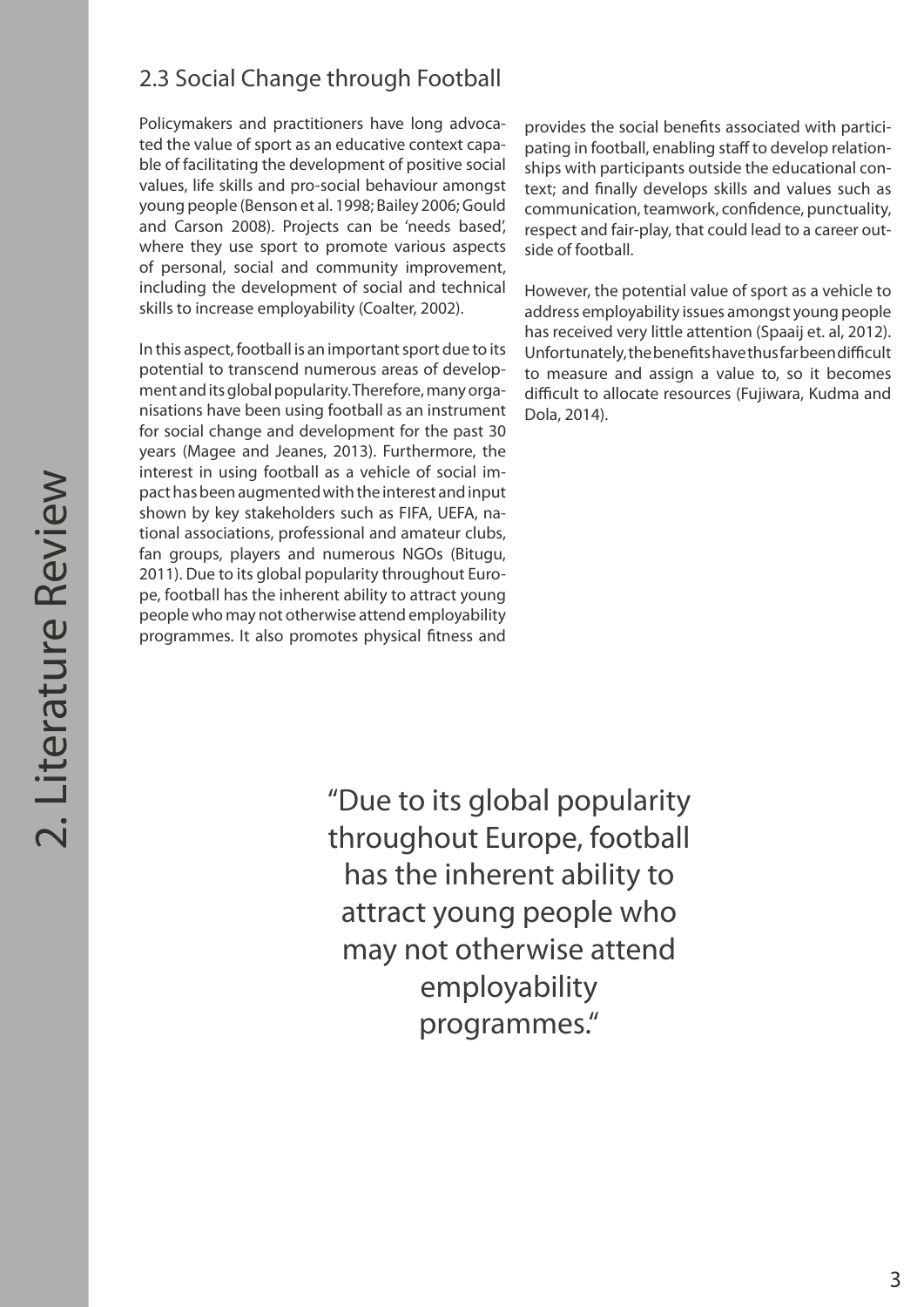## 2.3 Social Change through Football

Policymakers and practitioners have long advocated the value of sport as an educative context capable of facilitating the development of positive social values, life skills and pro-social behaviour amongst young people (Benson et al. 1998; Bailey 2006; Gould and Carson 2008). Projects can be 'needs based', where they use sport to promote various aspects of personal, social and community improvement, including the development of social and technical skills to increase employability (Coalter, 2002).

In this aspect, football is an important sport due to its potential to transcend numerous areas of development and its global popularity. Therefore, many organisations have been using football as an instrument for social change and development for the past 30 years (Magee and Jeanes, 2013). Furthermore, the interest in using football as a vehicle of social impact has been augmented with the interest and input shown by key stakeholders such as FIFA, UEFA, national associations, professional and amateur clubs, fan groups, players and numerous NGOs (Bitugu, 2011). Due to its global popularity throughout Europe, football has the inherent ability to attract young people who may not otherwise attend employability programmes. It also promotes physical fitness and provides the social benefits associated with participating in football, enabling staff to develop relationships with participants outside the educational context; and finally develops skills and values such as communication, teamwork, confidence, punctuality, respect and fair-play, that could lead to a career outside of football.

However, the potential value of sport as a vehicle to address employability issues amongst young people has received very little attention (Spaaij et. al, 2012). Unfortunately, the benefits have thus far been difficult to measure and assign a value to, so it becomes difficult to allocate resources (Fujiwara, Kudma and Dola, 2014).

> "Due to its global popularity throughout Europe, football has the inherent ability to attract young people who may not otherwise attend employability programmes."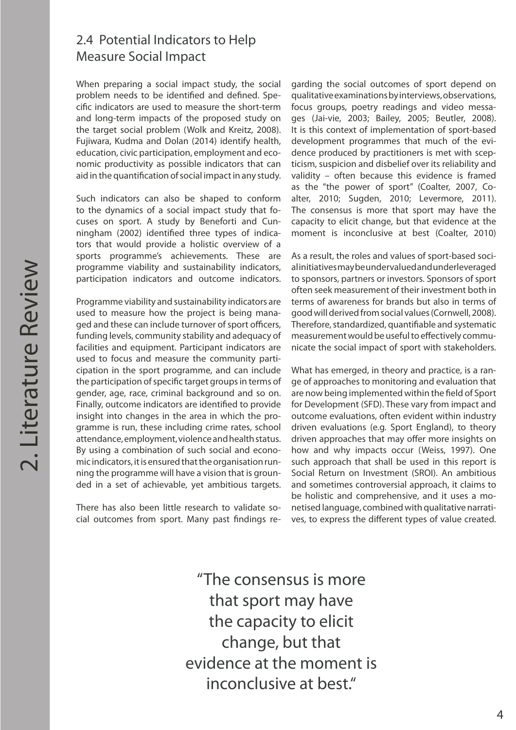## 2.4 Potential Indicators to Help Measure Social Impact

When preparing a social impact study, the social problem needs to be identified and defined. Specific indicators are used to measure the short-term and long-term impacts of the proposed study on the target social problem (Wolk and Kreitz, 2008). Fujiwara, Kudma and Dolan (2014) identify health, education, civic participation, employment and economic productivity as possible indicators that can aid in the quantification of social impact in any study.

Such indicators can also be shaped to conform to the dynamics of a social impact study that focuses on sport. A study by Beneforti and Cunningham (2002) identified three types of indicators that would provide a holistic overview of a sports programme's achievements. These are programme viability and sustainability indicators, participation indicators and outcome indicators.

Programme viability and sustainability indicators are used to measure how the project is being managed and these can include turnover of sport officers, funding levels, community stability and adequacy of facilities and equipment. Participant indicators are used to focus and measure the community participation in the sport programme, and can include the participation of specific target groups in terms of gender, age, race, criminal background and so on. Finally, outcome indicators are identified to provide insight into changes in the area in which the programme is run, these including crime rates, school attendance, employment, violence and health status. By using a combination of such social and economic indicators, it is ensured that the organisation running the programme will have a vision that is grounded in a set of achievable, yet ambitious targets.

There has also been little research to validate social outcomes from sport. Many past findings regarding the social outcomes of sport depend on qualitative examinations by interviews, observations, focus groups, poetry readings and video messages (Jai-vie, 2003; Bailey, 2005; Beutler, 2008). It is this context of implementation of sport-based development programmes that much of the evidence produced by practitioners is met with scepticism, suspicion and disbelief over its reliability and validity – often because this evidence is framed as the "the power of sport" (Coalter, 2007, Coalter, 2010; Sugden, 2010; Levermore, 2011). The consensus is more that sport may have the capacity to elicit change, but that evidence at the moment is inconclusive at best (Coalter, 2010)

As a result, the roles and values of sport-based social initiatives may be undervalued and underleveraged to sponsors, partners or investors. Sponsors of sport often seek measurement of their investment both in terms of awareness for brands but also in terms of good will derived from social values (Cornwell, 2008). Therefore, standardized, quantifiable and systematic measurement would be useful to effectively communicate the social impact of sport with stakeholders.

What has emerged, in theory and practice, is a range of approaches to monitoring and evaluation that are now being implemented within the field of Sport for Development (SFD). These vary from impact and outcome evaluations, often evident within industry driven evaluations (e.g. Sport England), to theory driven approaches that may offer more insights on how and why impacts occur (Weiss, 1997). One such approach that shall be used in this report is Social Return on Investment (SROI). An ambitious and sometimes controversial approach, it claims to be holistic and comprehensive, and it uses a monetised language, combined with qualitative narratives, to express the different types of value created.

> "The consensus is more that sport may have the capacity to elicit change, but that evidence at the moment is inconclusive at best."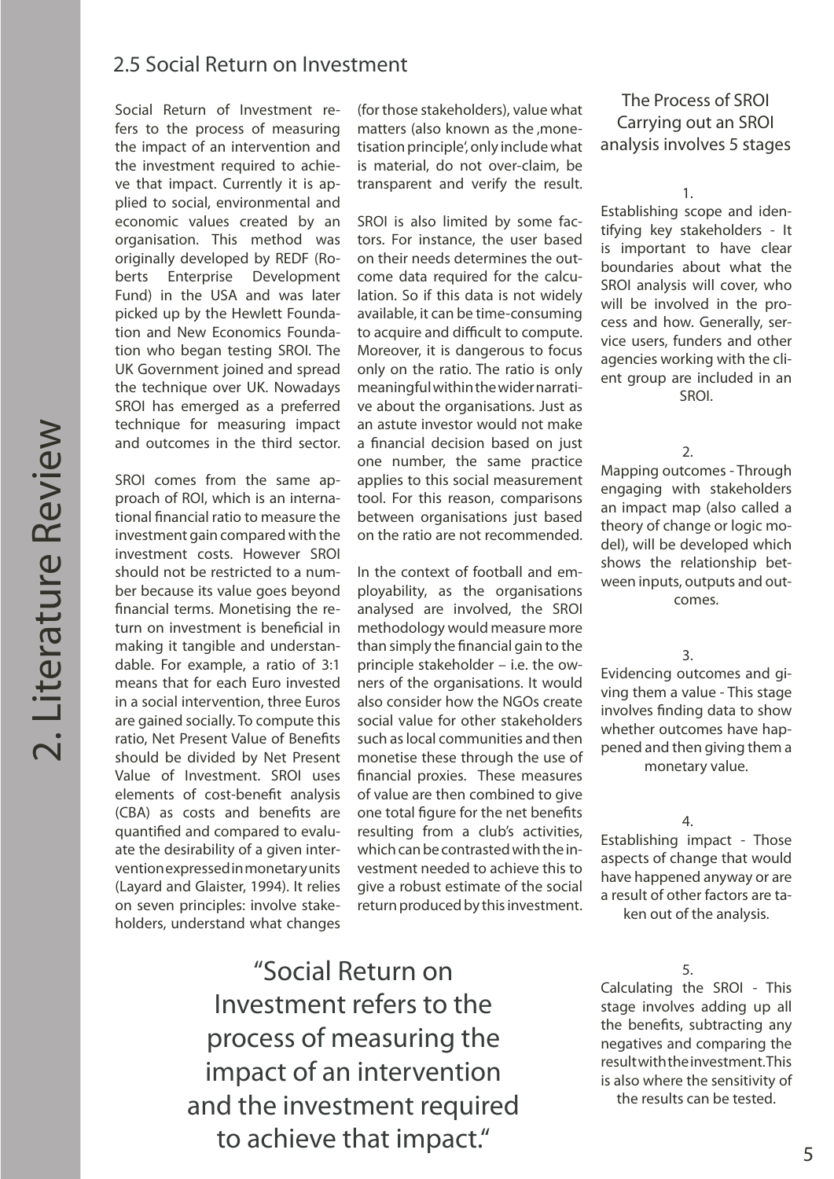## 2.5 Social Return on Investment

Social Return of Investment refers to the process of measuring the impact of an intervention and the investment required to achieve that impact. Currently it is applied to social, environmental and economic values created by an organisation. This method was originally developed by REDF (Roberts Enterprise Development Fund) in the USA and was later picked up by the Hewlett Foundation and New Economics Foundation who began testing SROI. The UK Government joined and spread the technique over UK. Nowadays SROI has emerged as a preferred technique for measuring impact and outcomes in the third sector.

SROI comes from the same approach of ROI, which is an international financial ratio to measure the investment gain compared with the investment costs. However SROI should not be restricted to a number because its value goes beyond financial terms. Monetising the return on investment is beneficial in making it tangible and understandable. For example, a ratio of 3:1 means that for each Euro invested in a social intervention, three Euros are gained socially. To compute this ratio, Net Present Value of Benefits should be divided by Net Present Value of Investment. SROI uses elements of cost-benefit analysis (CBA) as costs and benefits are quantified and compared to evaluate the desirability of a given intervention expressed in monetary units (Layard and Glaister, 1994). It relies on seven principles: involve stakeholders, understand what changes (for those stakeholders), value what matters (also known as the ‚monetisation principle', only include what is material, do not over-claim, be transparent and verify the result.

SROI is also limited by some factors. For instance, the user based on their needs determines the outcome data required for the calculation. So if this data is not widely available, it can be time-consuming to acquire and difficult to compute. Moreover, it is dangerous to focus only on the ratio. The ratio is only meaningful within the wider narrative about the organisations. Just as an astute investor would not make a financial decision based on just one number, the same practice applies to this social measurement tool. For this reason, comparisons between organisations just based on the ratio are not recommended.

In the context of football and employability, as the organisations analysed are involved, the SROI methodology would measure more than simply the financial gain to the principle stakeholder – i.e. the owners of the organisations. It would also consider how the NGOs create social value for other stakeholders such as local communities and then monetise these through the use of financial proxies. These measures of value are then combined to give one total figure for the net benefits resulting from a club's activities, which can be contrasted with the investment needed to achieve this to give a robust estimate of the social return produced by this investment.

> "Social Return on Investment refers to the process of measuring the impact of an intervention and the investment required to achieve that impact."

### The Process of SROI

Carrying out an SROI analysis involves 5 stages

1. Establishing scope and identifying key stakeholders - It is important to have clear boundaries about what the SROI analysis will cover, who will be involved in the process and how. Generally, service users, funders and other agencies working with the client group are included in an SROI.

2. Mapping outcomes - Through engaging with stakeholders an impact map (also called a theory of change or logic model), will be developed which shows the relationship between inputs, outputs and outcomes.

3. Evidencing outcomes and giving them a value - This stage involves finding data to show whether outcomes have happened and then giving them a monetary value.

4. Establishing impact - Those aspects of change that would have happened anyway or are a result of other factors are taken out of the analysis.

5. Calculating the SROI - This stage involves adding up all the benefits, subtracting any negatives and comparing the result with the investment. This is also where the sensitivity of the results can be tested.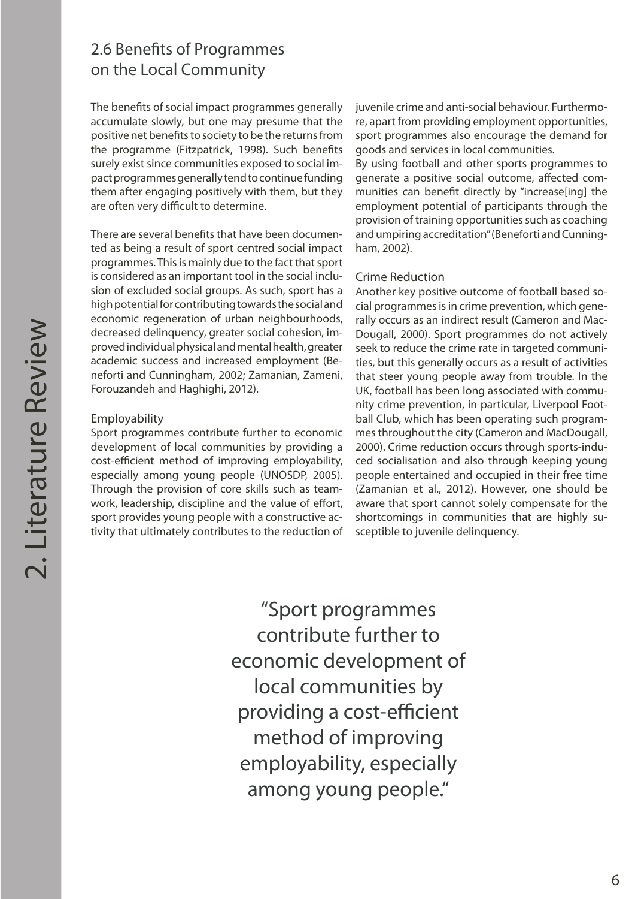## 2.6 Benefits of Programmes on the Local Community

The benefits of social impact programmes generally accumulate slowly, but one may presume that the positive net benefits to society to be the returns from the programme (Fitzpatrick, 1998). Such benefits surely exist since communities exposed to social impact programmes generally tend to continue funding them after engaging positively with them, but they are often very difficult to determine.

There are several benefits that have been documented as being a result of sport centred social impact programmes. This is mainly due to the fact that sport is considered as an important tool in the social inclusion of excluded social groups. As such, sport has a high potential for contributing towards the social and economic regeneration of urban neighbourhoods, decreased delinquency, greater social cohesion, improved individual physical and mental health, greater academic success and increased employment (Beneforti and Cunningham, 2002; Zamanian, Zameni, Forouzandeh and Haghighi, 2012).

### Employability

Sport programmes contribute further to economic development of local communities by providing a cost-efficient method of improving employability, especially among young people (UNOSDP, 2005). Through the provision of core skills such as teamwork, leadership, discipline and the value of effort, sport provides young people with a constructive activity that ultimately contributes to the reduction of juvenile crime and anti-social behaviour. Furthermore, apart from providing employment opportunities, sport programmes also encourage the demand for goods and services in local communities.

By using football and other sports programmes to generate a positive social outcome, affected communities can benefit directly by "increase[ing] the employment potential of participants through the provision of training opportunities such as coaching and umpiring accreditation" (Beneforti and Cunningham, 2002).

### Crime Reduction

Another key positive outcome of football based social programmes is in crime prevention, which generally occurs as an indirect result (Cameron and MacDougall, 2000). Sport programmes do not actively seek to reduce the crime rate in targeted communities, but this generally occurs as a result of activities that steer young people away from trouble. In the UK, football has been long associated with community crime prevention, in particular, Liverpool Football Club, which has been operating such programmes throughout the city (Cameron and MacDougall, 2000). Crime reduction occurs through sports-induced socialisation and also through keeping young people entertained and occupied in their free time (Zamanian et al., 2012). However, one should be aware that sport cannot solely compensate for the shortcomings in communities that are highly susceptible to juvenile delinquency.

> "Sport programmes contribute further to economic development of local communities by providing a cost-efficient method of improving employability, especially among young people."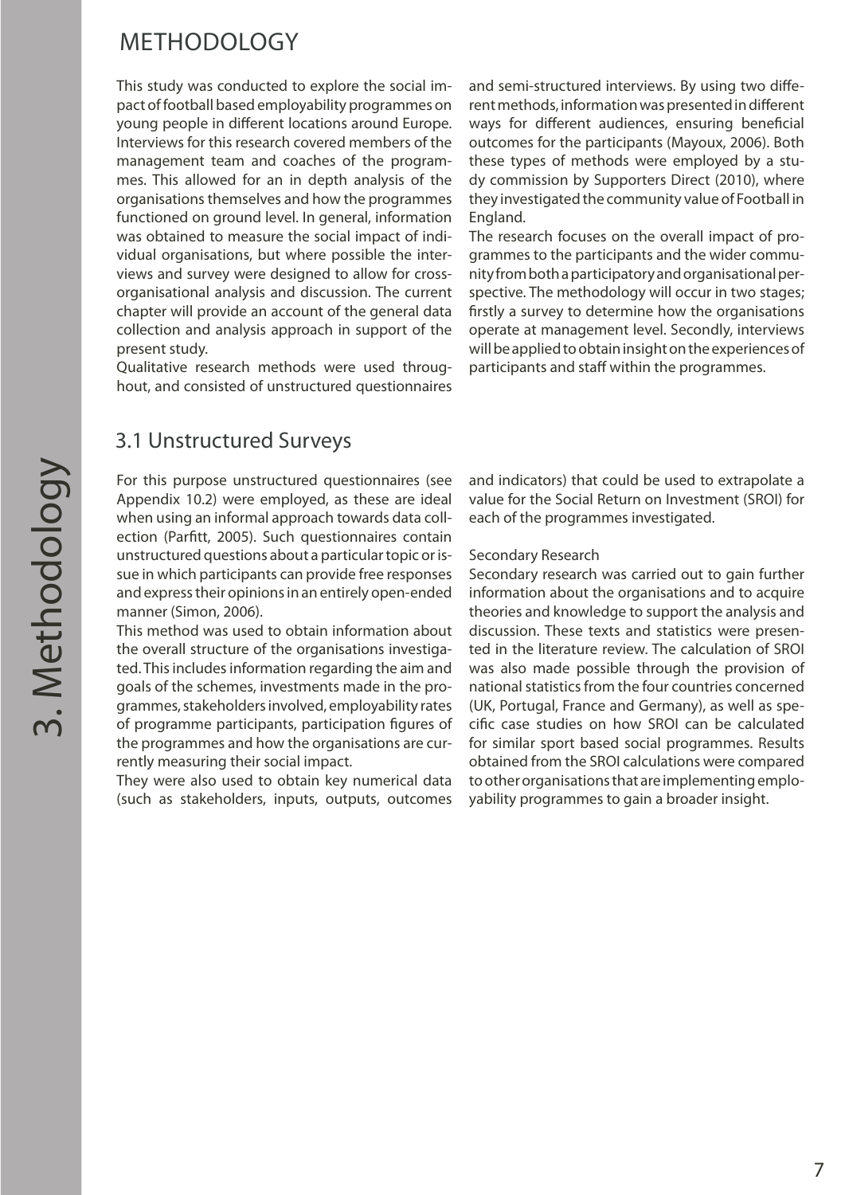# METHODOLOGY

This study was conducted to explore the social impact of football based employability programmes on young people in different locations around Europe. Interviews for this research covered members of the management team and coaches of the programmes. This allowed for an in depth analysis of the organisations themselves and how the programmes functioned on ground level. In general, information was obtained to measure the social impact of individual organisations, but where possible the interviews and survey were designed to allow for cross-organisational analysis and discussion. The current chapter will provide an account of the general data collection and analysis approach in support of the present study.

Qualitative research methods were used throughout, and consisted of unstructured questionnaires and semi-structured interviews. By using two different methods, information was presented in different ways for different audiences, ensuring beneficial outcomes for the participants (Mayoux, 2006). Both these types of methods were employed by a study commission by Supporters Direct (2010), where they investigated the community value of Football in England.

The research focuses on the overall impact of programmes to the participants and the wider community from both a participatory and organisational perspective. The methodology will occur in two stages; firstly a survey to determine how the organisations operate at management level. Secondly, interviews will be applied to obtain insight on the experiences of participants and staff within the programmes.

## 3.1 Unstructured Surveys

For this purpose unstructured questionnaires (see Appendix 10.2) were employed, as these are ideal when using an informal approach towards data collection (Parfitt, 2005). Such questionnaires contain unstructured questions about a particular topic or issue in which participants can provide free responses and express their opinions in an entirely open-ended manner (Simon, 2006).

This method was used to obtain information about the overall structure of the organisations investigated. This includes information regarding the aim and goals of the schemes, investments made in the programmes, stakeholders involved, employability rates of programme participants, participation figures of the programmes and how the organisations are currently measuring their social impact.

They were also used to obtain key numerical data (such as stakeholders, inputs, outputs, outcomes and indicators) that could be used to extrapolate a value for the Social Return on Investment (SROI) for each of the programmes investigated.

Secondary Research

Secondary research was carried out to gain further information about the organisations and to acquire theories and knowledge to support the analysis and discussion. These texts and statistics were presented in the literature review. The calculation of SROI was also made possible through the provision of national statistics from the four countries concerned (UK, Portugal, France and Germany), as well as specific case studies on how SROI can be calculated for similar sport based social programmes. Results obtained from the SROI calculations were compared to other organisations that are implementing employability programmes to gain a broader insight.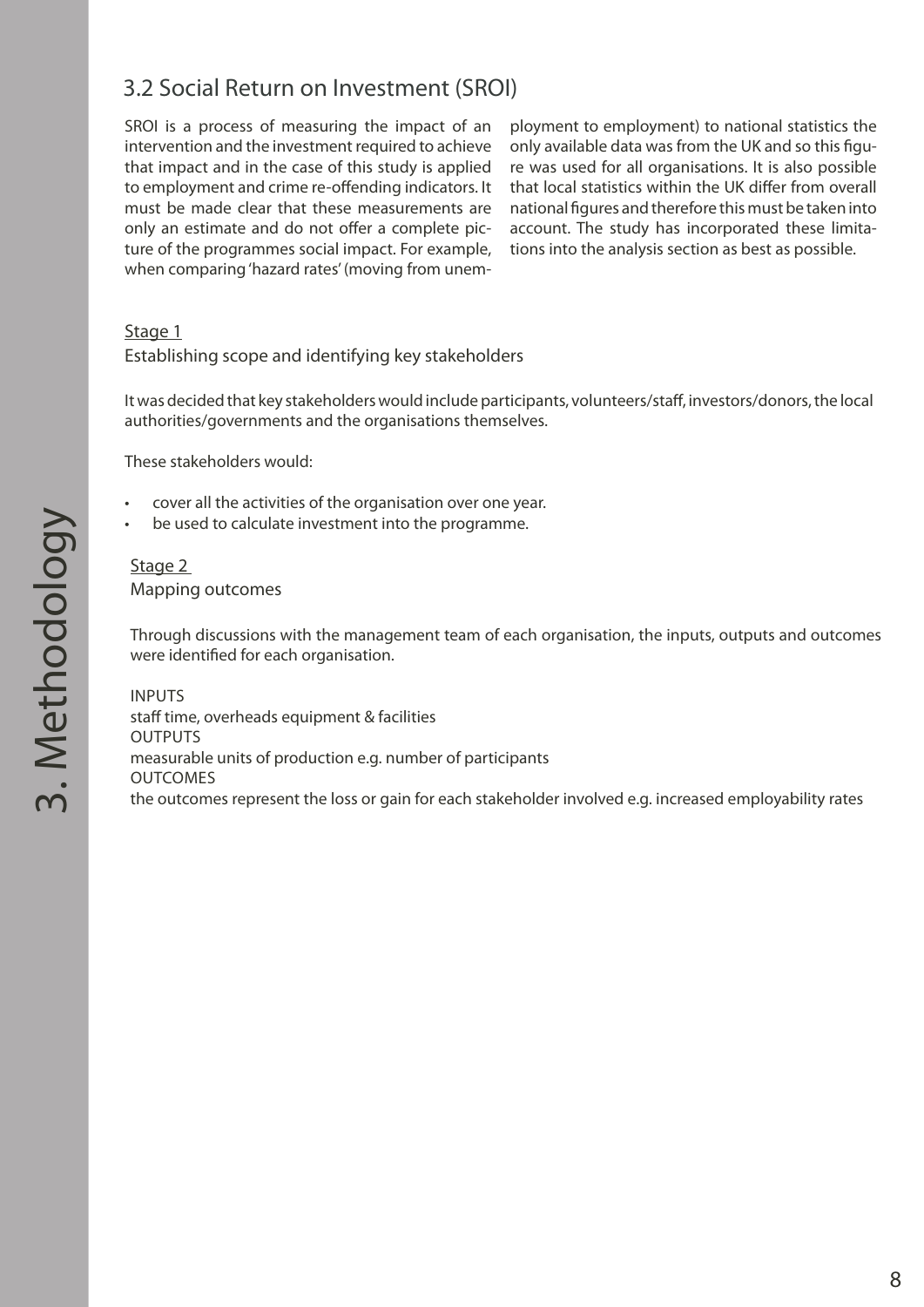## 3.2 Social Return on Investment (SROI)

SROI is a process of measuring the impact of an intervention and the investment required to achieve that impact and in the case of this study is applied to employment and crime re-offending indicators. It must be made clear that these measurements are only an estimate and do not offer a complete picture of the programmes social impact. For example, when comparing 'hazard rates' (moving from unemployment to employment) to national statistics the only available data was from the UK and so this figure was used for all organisations. It is also possible that local statistics within the UK differ from overall national figures and therefore this must be taken into account. The study has incorporated these limitations into the analysis section as best as possible.

Stage 1

Establishing scope and identifying key stakeholders

It was decided that key stakeholders would include participants, volunteers/staff, investors/donors, the local authorities/governments and the organisations themselves.

These stakeholders would:

- cover all the activities of the organisation over one year.
- be used to calculate investment into the programme.

Stage 2

Mapping outcomes

Through discussions with the management team of each organisation, the inputs, outputs and outcomes were identified for each organisation.

INPUTS
staff time, overheads equipment & facilities
OUTPUTS
measurable units of production e.g. number of participants
OUTCOMES
the outcomes represent the loss or gain for each stakeholder involved e.g. increased employability rates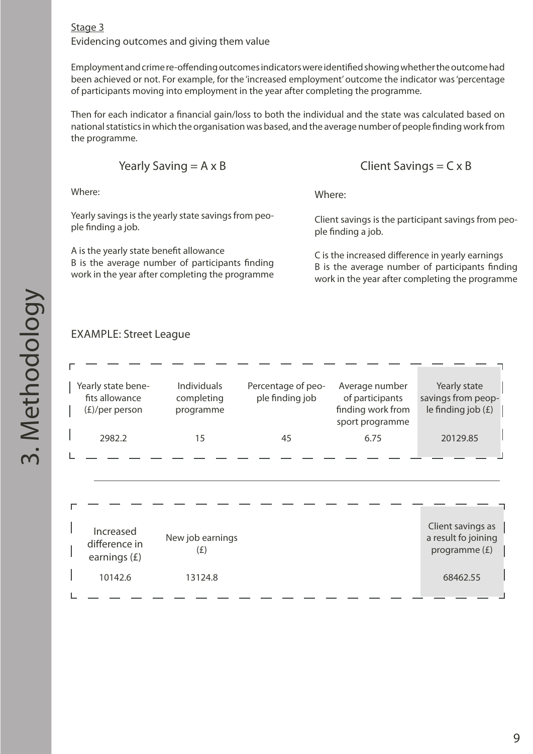Stage 3

Evidencing outcomes and giving them value

Employment and crime re-offending outcomes indicators were identified showing whether the outcome had been achieved or not. For example, for the 'increased employment' outcome the indicator was 'percentage of participants moving into employment in the year after completing the programme.

Then for each indicator a financial gain/loss to both the individual and the state was calculated based on national statistics in which the organisation was based, and the average number of people finding work from the programme.

$$\text{Yearly Saving} = A \times B$$

Where:

Yearly savings is the yearly state savings from people finding a job.

A is the yearly state benefit allowance
B is the average number of participants finding work in the year after completing the programme

$$\text{Client Savings} = C \times B$$

Where:

Client savings is the participant savings from people finding a job.

C is the increased difference in yearly earnings
B is the average number of participants finding work in the year after completing the programme

EXAMPLE: Street League

| Yearly state benefits allowance (£)/per person | Individuals completing programme | Percentage of people finding job | Average number of participants finding work from sport programme | Yearly state savings from people finding job (£) |
|---|---|---|---|---|
| 2982.2 | 15 | 45 | 6.75 | 20129.85 |

| Increased difference in earnings (£) | New job earnings (£) | Client savings as a result fo joining programme (£) |
|---|---|---|
| 10142.6 | 13124.8 | 68462.55 |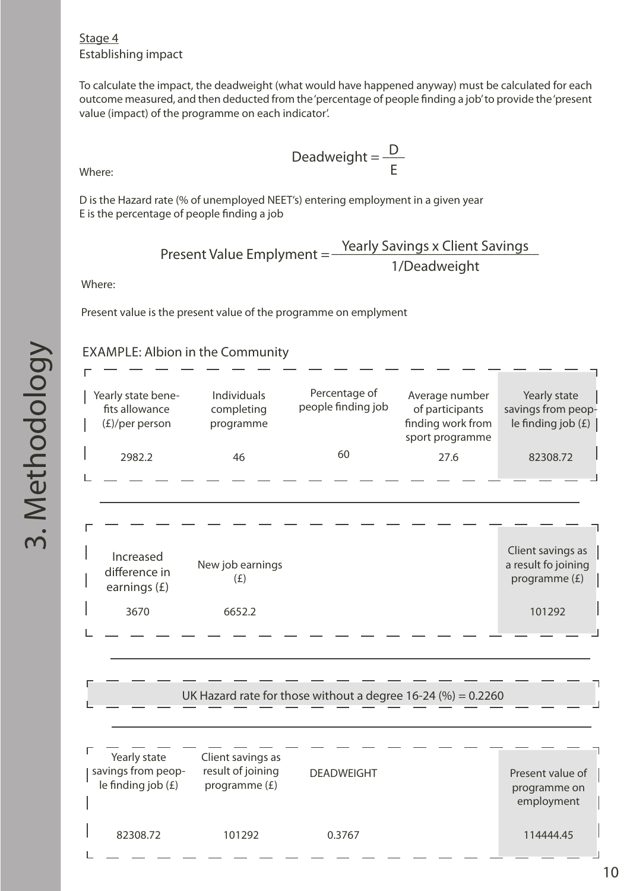Stage 4

Establishing impact

To calculate the impact, the deadweight (what would have happened anyway) must be calculated for each outcome measured, and then deducted from the 'percentage of people finding a job' to provide the 'present value (impact) of the programme on each indicator'.

$$\text{Deadweight} = \frac{D}{E}$$

Where:

D is the Hazard rate (% of unemployed NEET's) entering employment in a given year
E is the percentage of people finding a job

$$\text{Present Value Emplyment} = \frac{\text{Yearly Savings x Client Savings}}{1/\text{Deadweight}}$$

Where:

Present value is the present value of the programme on emplyment

EXAMPLE: Albion in the Community

| Yearly state benefits allowance (£)/per person | Individuals completing programme | Percentage of people finding job | Average number of participants finding work from sport programme | Yearly state savings from people finding job (£) |
|---|---|---|---|---|
| 2982.2 | 46 | 60 | 27.6 | 82308.72 |

| Increased difference in earnings (£) | New job earnings (£) | Client savings as a result fo joining programme (£) |
|---|---|---|
| 3670 | 6652.2 | 101292 |

UK Hazard rate for those without a degree 16-24 (%) = 0.2260

| Yearly state savings from people finding job (£) | Client savings as result of joining programme (£) | DEADWEIGHT | Present value of programme on employment |
|---|---|---|---|
| 82308.72 | 101292 | 0.3767 | 114444.45 |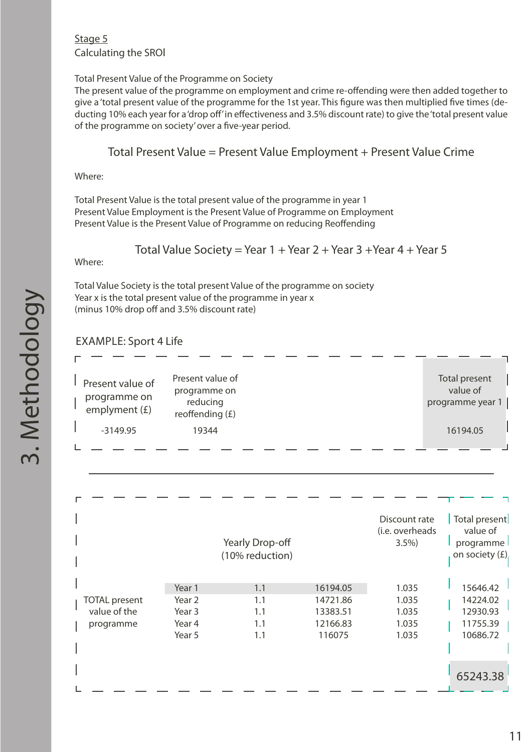Stage 5

Calculating the SROI

Total Present Value of the Programme on Society

The present value of the programme on employment and crime re-offending were then added together to give a 'total present value of the programme for the 1st year. This figure was then multiplied five times (deducting 10% each year for a 'drop off' in effectiveness and 3.5% discount rate) to give the 'total present value of the programme on society' over a five-year period.

$$\text{Total Present Value} = \text{Present Value Employment} + \text{Present Value Crime}$$

Where:

Total Present Value is the total present value of the programme in year 1
Present Value Employment is the Present Value of Programme on Employment
Present Value is the Present Value of Programme on reducing Reoffending

$$\text{Total Value Society} = \text{Year 1} + \text{Year 2} + \text{Year 3} + \text{Year 4} + \text{Year 5}$$

Where:

Total Value Society is the total present Value of the programme on society
Year x is the total present value of the programme in year x
(minus 10% drop off and 3.5% discount rate)

EXAMPLE: Sport 4 Life

| Present value of programme on emplyment (£) | Present value of programme on reducing reoffending (£) | Total present value of programme year 1 |
|---|---|---|
| -3149.95 | 19344 | 16194.05 |

| | | Yearly Drop-off (10% reduction) | | Discount rate (i.e. overheads 3.5%) | Total present value of programme on society (£) |
|---|---|---|---|---|---|
| TOTAL present value of the programme | Year 1 | 1.1 | 16194.05 | 1.035 | 15646.42 |
| | Year 2 | 1.1 | 14721.86 | 1.035 | 14224.02 |
| | Year 3 | 1.1 | 13383.51 | 1.035 | 12930.93 |
| | Year 4 | 1.1 | 12166.83 | 1.035 | 11755.39 |
| | Year 5 | 1.1 | 116075 | 1.035 | 10686.72 |
| | | | | | 65243.38 |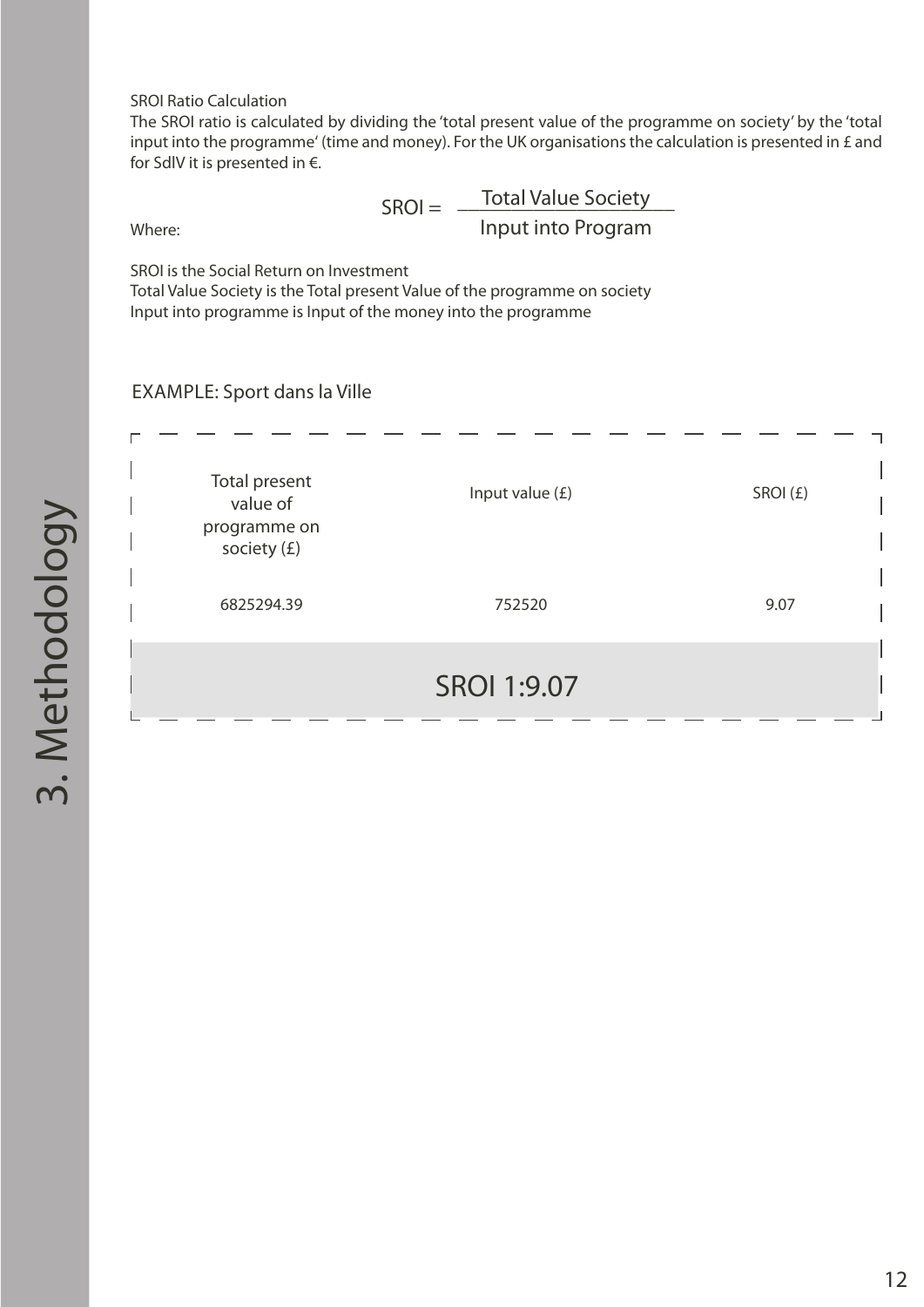SROI Ratio Calculation

The SROI ratio is calculated by dividing the 'total present value of the programme on society' by the 'total input into the programme' (time and money). For the UK organisations the calculation is presented in £ and for SdlV it is presented in €.

$$SROI = \frac{\text{Total Value Society}}{\text{Input into Program}}$$

Where:

SROI is the Social Return on Investment
Total Value Society is the Total present Value of the programme on society
Input into programme is Input of the money into the programme

EXAMPLE: Sport dans la Ville

| Total present value of programme on society (£) | Input value (£) | SROI (£) |
|---|---|---|
| 6825294.39 | 752520 | 9.07 |

**SROI 1:9.07**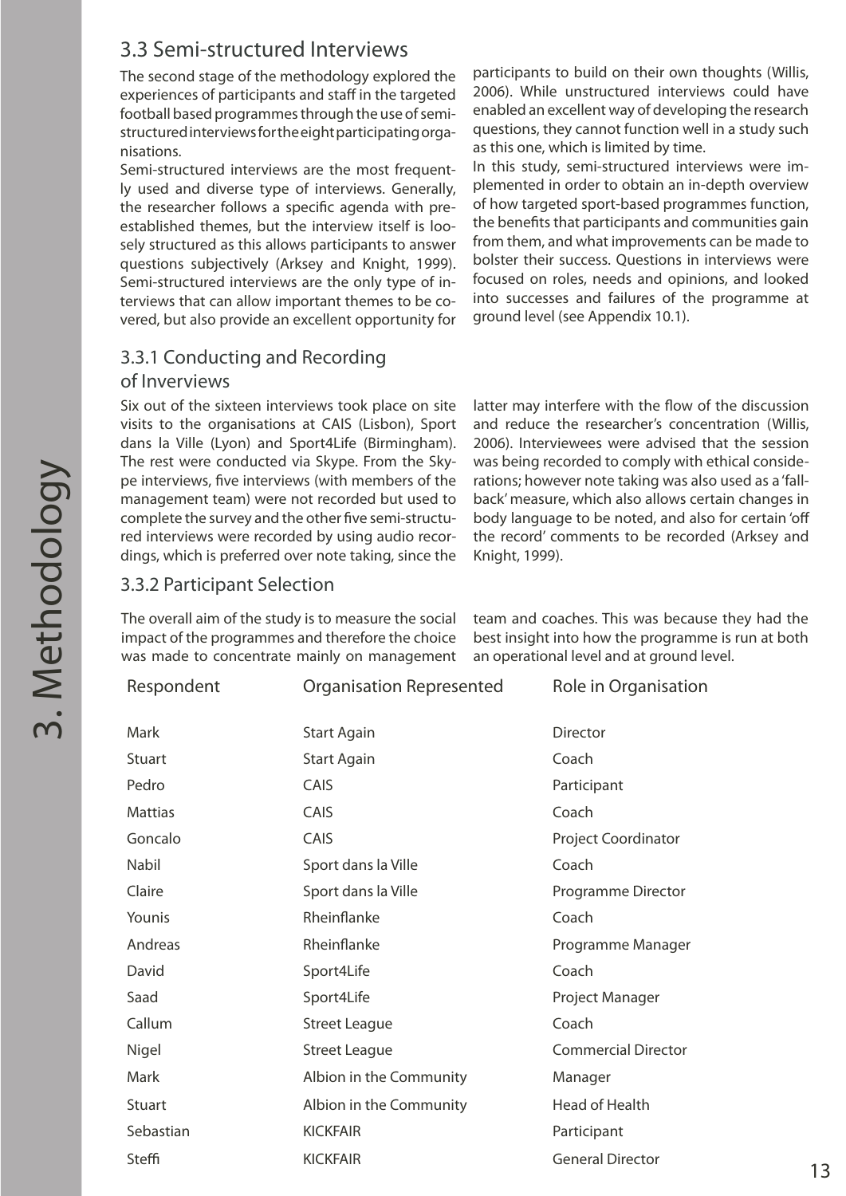## 3.3 Semi-structured Interviews

The second stage of the methodology explored the experiences of participants and staff in the targeted football based programmes through the use of semi-structured interviews for the eight participating organisations.

Semi-structured interviews are the most frequently used and diverse type of interviews. Generally, the researcher follows a specific agenda with pre-established themes, but the interview itself is loosely structured as this allows participants to answer questions subjectively (Arksey and Knight, 1999). Semi-structured interviews are the only type of interviews that can allow important themes to be covered, but also provide an excellent opportunity for participants to build on their own thoughts (Willis, 2006). While unstructured interviews could have enabled an excellent way of developing the research questions, they cannot function well in a study such as this one, which is limited by time.

In this study, semi-structured interviews were implemented in order to obtain an in-depth overview of how targeted sport-based programmes function, the benefits that participants and communities gain from them, and what improvements can be made to bolster their success. Questions in interviews were focused on roles, needs and opinions, and looked into successes and failures of the programme at ground level (see Appendix 10.1).

### 3.3.1 Conducting and Recording of Inverviews

Six out of the sixteen interviews took place on site visits to the organisations at CAIS (Lisbon), Sport dans la Ville (Lyon) and Sport4Life (Birmingham). The rest were conducted via Skype. From the Skype interviews, five interviews (with members of the management team) were not recorded but used to complete the survey and the other five semi-structured interviews were recorded by using audio recordings, which is preferred over note taking, since the latter may interfere with the flow of the discussion and reduce the researcher's concentration (Willis, 2006). Interviewees were advised that the session was being recorded to comply with ethical considerations; however note taking was also used as a 'fall-back' measure, which also allows certain changes in body language to be noted, and also for certain 'off the record' comments to be recorded (Arksey and Knight, 1999).

### 3.3.2 Participant Selection

The overall aim of the study is to measure the social impact of the programmes and therefore the choice was made to concentrate mainly on management team and coaches. This was because they had the best insight into how the programme is run at both an operational level and at ground level.

| Respondent | Organisation Represented | Role in Organisation |
|---|---|---|
| Mark | Start Again | Director |
| Stuart | Start Again | Coach |
| Pedro | CAIS | Participant |
| Mattias | CAIS | Coach |
| Goncalo | CAIS | Project Coordinator |
| Nabil | Sport dans la Ville | Coach |
| Claire | Sport dans la Ville | Programme Director |
| Younis | Rheinflanke | Coach |
| Andreas | Rheinflanke | Programme Manager |
| David | Sport4Life | Coach |
| Saad | Sport4Life | Project Manager |
| Callum | Street League | Coach |
| Nigel | Street League | Commercial Director |
| Mark | Albion in the Community | Manager |
| Stuart | Albion in the Community | Head of Health |
| Sebastian | KICKFAIR | Participant |
| Steffi | KICKFAIR | General Director |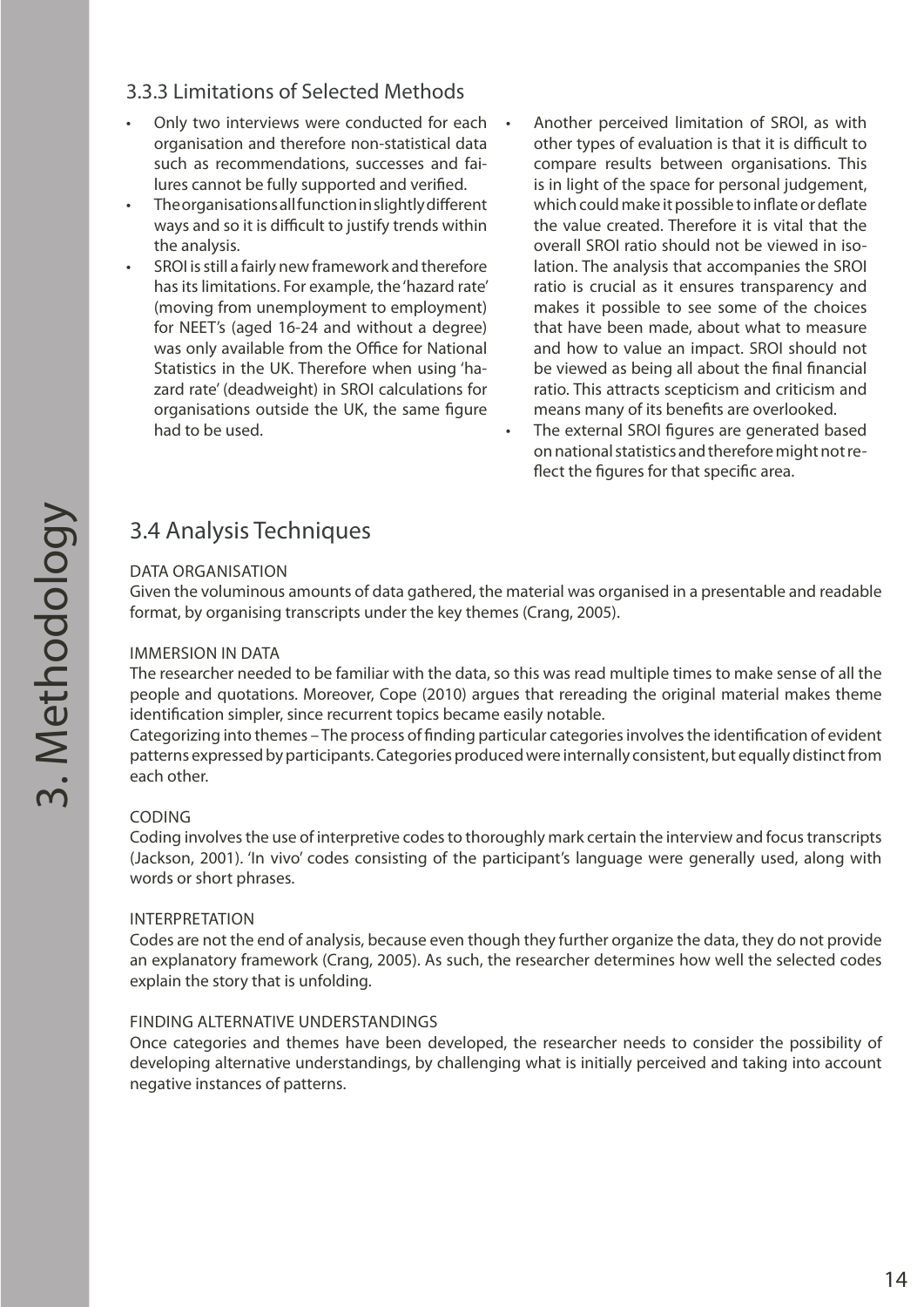### 3.3.3 Limitations of Selected Methods

- Only two interviews were conducted for each organisation and therefore non-statistical data such as recommendations, successes and failures cannot be fully supported and verified.
- The organisations all function in slightly different ways and so it is difficult to justify trends within the analysis.
- SROI is still a fairly new framework and therefore has its limitations. For example, the 'hazard rate' (moving from unemployment to employment) for NEET's (aged 16-24 and without a degree) was only available from the Office for National Statistics in the UK. Therefore when using 'hazard rate' (deadweight) in SROI calculations for organisations outside the UK, the same figure had to be used.
- Another perceived limitation of SROI, as with other types of evaluation is that it is difficult to compare results between organisations. This is in light of the space for personal judgement, which could make it possible to inflate or deflate the value created. Therefore it is vital that the overall SROI ratio should not be viewed in isolation. The analysis that accompanies the SROI ratio is crucial as it ensures transparency and makes it possible to see some of the choices that have been made, about what to measure and how to value an impact. SROI should not be viewed as being all about the final financial ratio. This attracts scepticism and criticism and means many of its benefits are overlooked.
- The external SROI figures are generated based on national statistics and therefore might not reflect the figures for that specific area.

## 3.4 Analysis Techniques

DATA ORGANISATION

Given the voluminous amounts of data gathered, the material was organised in a presentable and readable format, by organising transcripts under the key themes (Crang, 2005).

IMMERSION IN DATA

The researcher needed to be familiar with the data, so this was read multiple times to make sense of all the people and quotations. Moreover, Cope (2010) argues that rereading the original material makes theme identification simpler, since recurrent topics became easily notable.

Categorizing into themes – The process of finding particular categories involves the identification of evident patterns expressed by participants. Categories produced were internally consistent, but equally distinct from each other.

CODING

Coding involves the use of interpretive codes to thoroughly mark certain the interview and focus transcripts (Jackson, 2001). 'In vivo' codes consisting of the participant's language were generally used, along with words or short phrases.

INTERPRETATION

Codes are not the end of analysis, because even though they further organize the data, they do not provide an explanatory framework (Crang, 2005). As such, the researcher determines how well the selected codes explain the story that is unfolding.

FINDING ALTERNATIVE UNDERSTANDINGS

Once categories and themes have been developed, the researcher needs to consider the possibility of developing alternative understandings, by challenging what is initially perceived and taking into account negative instances of patterns.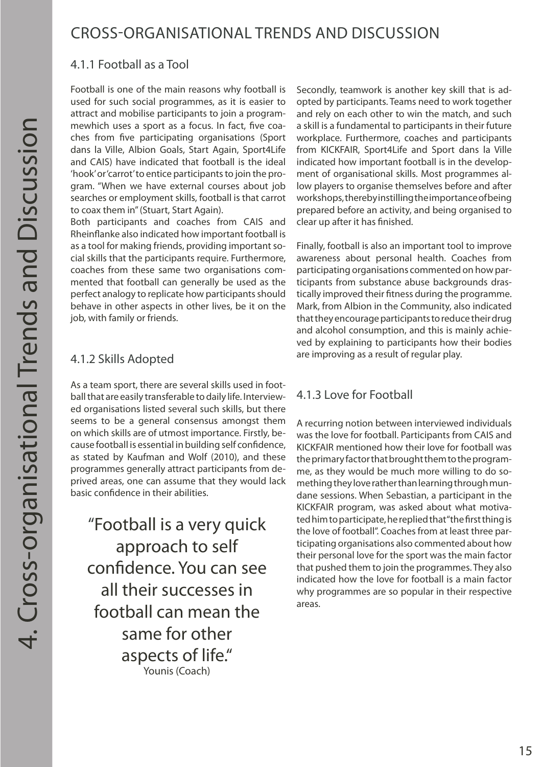## CROSS-ORGANISATIONAL TRENDS AND DISCUSSION

### 4.1.1 Football as a Tool

Football is one of the main reasons why football is used for such social programmes, as it is easier to attract and mobilise participants to join a programmewhich uses a sport as a focus. In fact, five coaches from five participating organisations (Sport dans la Ville, Albion Goals, Start Again, Sport4Life and CAIS) have indicated that football is the ideal 'hook' or 'carrot' to entice participants to join the program. "When we have external courses about job searches or employment skills, football is that carrot to coax them in" (Stuart, Start Again).

Both participants and coaches from CAIS and Rheinflanke also indicated how important football is as a tool for making friends, providing important social skills that the participants require. Furthermore, coaches from these same two organisations commented that football can generally be used as the perfect analogy to replicate how participants should behave in other aspects in other lives, be it on the job, with family or friends.

### 4.1.2 Skills Adopted

As a team sport, there are several skills used in football that are easily transferable to daily life. Interviewed organisations listed several such skills, but there seems to be a general consensus amongst them on which skills are of utmost importance. Firstly, because football is essential in building self confidence, as stated by Kaufman and Wolf (2010), and these programmes generally attract participants from deprived areas, one can assume that they would lack basic confidence in their abilities.

> "Football is a very quick approach to self confidence. You can see all their successes in football can mean the same for other aspects of life."
> Younis (Coach)

Secondly, teamwork is another key skill that is adopted by participants. Teams need to work together and rely on each other to win the match, and such a skill is a fundamental to participants in their future workplace. Furthermore, coaches and participants from KICKFAIR, Sport4Life and Sport dans la Ville indicated how important football is in the development of organisational skills. Most programmes allow players to organise themselves before and after workshops, thereby instilling the importance of being prepared before an activity, and being organised to clear up after it has finished.

Finally, football is also an important tool to improve awareness about personal health. Coaches from participating organisations commented on how participants from substance abuse backgrounds drastically improved their fitness during the programme. Mark, from Albion in the Community, also indicated that they encourage participants to reduce their drug and alcohol consumption, and this is mainly achieved by explaining to participants how their bodies are improving as a result of regular play.

### 4.1.3 Love for Football

A recurring notion between interviewed individuals was the love for football. Participants from CAIS and KICKFAIR mentioned how their love for football was the primary factor that brought them to the programme, as they would be much more willing to do something they love rather than learning through mundane sessions. When Sebastian, a participant in the KICKFAIR program, was asked about what motivated him to participate, he replied that "the first thing is the love of football". Coaches from at least three participating organisations also commented about how their personal love for the sport was the main factor that pushed them to join the programmes. They also indicated how the love for football is a main factor why programmes are so popular in their respective areas.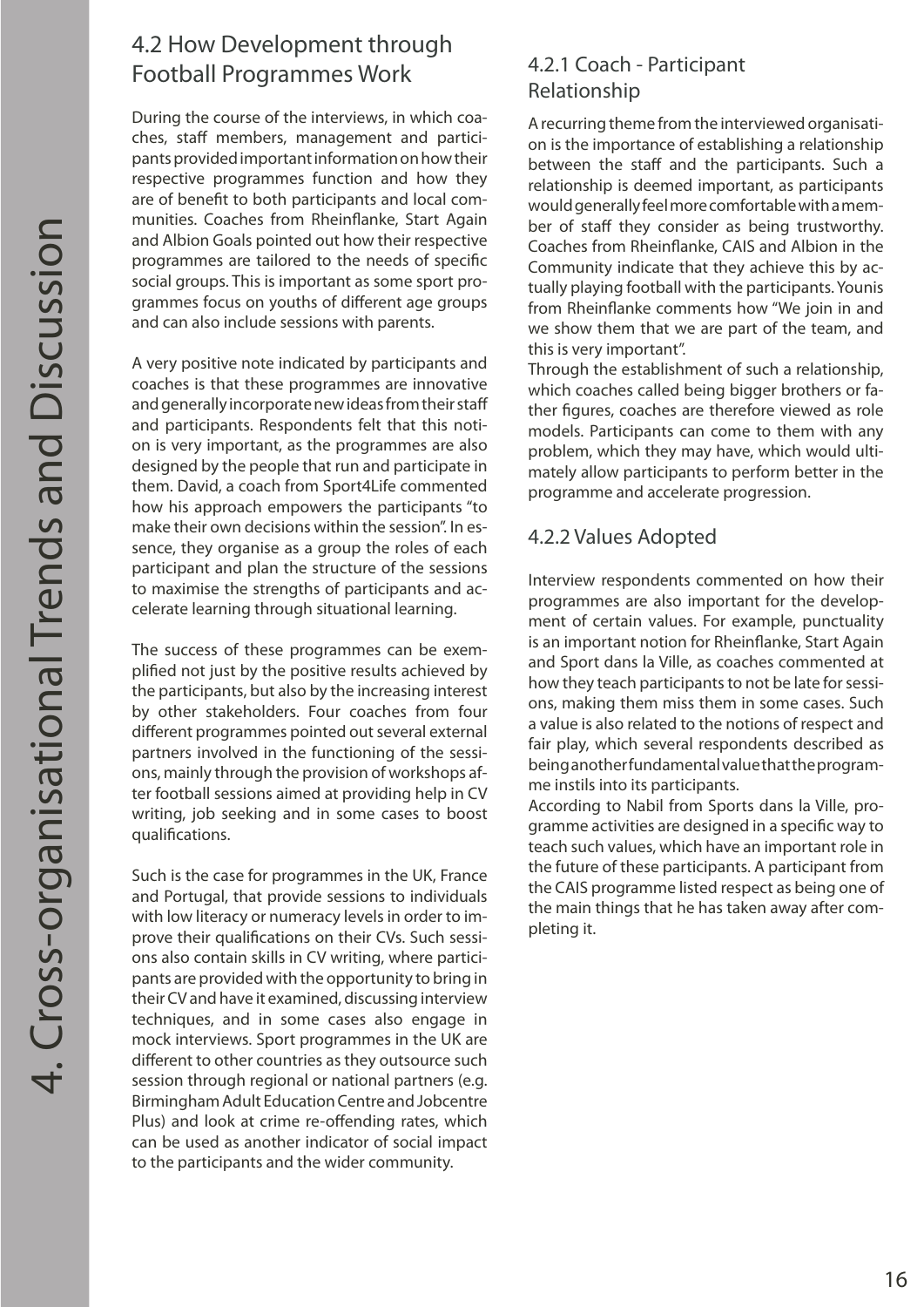## 4.2 How Development through Football Programmes Work

During the course of the interviews, in which coaches, staff members, management and participants provided important information on how their respective programmes function and how they are of benefit to both participants and local communities. Coaches from Rheinflanke, Start Again and Albion Goals pointed out how their respective programmes are tailored to the needs of specific social groups. This is important as some sport programmes focus on youths of different age groups and can also include sessions with parents.

A very positive note indicated by participants and coaches is that these programmes are innovative and generally incorporate new ideas from their staff and participants. Respondents felt that this notion is very important, as the programmes are also designed by the people that run and participate in them. David, a coach from Sport4Life commented how his approach empowers the participants "to make their own decisions within the session". In essence, they organise as a group the roles of each participant and plan the structure of the sessions to maximise the strengths of participants and accelerate learning through situational learning.

The success of these programmes can be exemplified not just by the positive results achieved by the participants, but also by the increasing interest by other stakeholders. Four coaches from four different programmes pointed out several external partners involved in the functioning of the sessions, mainly through the provision of workshops after football sessions aimed at providing help in CV writing, job seeking and in some cases to boost qualifications.

Such is the case for programmes in the UK, France and Portugal, that provide sessions to individuals with low literacy or numeracy levels in order to improve their qualifications on their CVs. Such sessions also contain skills in CV writing, where participants are provided with the opportunity to bring in their CV and have it examined, discussing interview techniques, and in some cases also engage in mock interviews. Sport programmes in the UK are different to other countries as they outsource such session through regional or national partners (e.g. Birmingham Adult Education Centre and Jobcentre Plus) and look at crime re-offending rates, which can be used as another indicator of social impact to the participants and the wider community.

### 4.2.1 Coach - Participant Relationship

A recurring theme from the interviewed organisation is the importance of establishing a relationship between the staff and the participants. Such a relationship is deemed important, as participants would generally feel more comfortable with a member of staff they consider as being trustworthy. Coaches from Rheinflanke, CAIS and Albion in the Community indicate that they achieve this by actually playing football with the participants. Younis from Rheinflanke comments how "We join in and we show them that we are part of the team, and this is very important".

Through the establishment of such a relationship, which coaches called being bigger brothers or father figures, coaches are therefore viewed as role models. Participants can come to them with any problem, which they may have, which would ultimately allow participants to perform better in the programme and accelerate progression.

### 4.2.2 Values Adopted

Interview respondents commented on how their programmes are also important for the development of certain values. For example, punctuality is an important notion for Rheinflanke, Start Again and Sport dans la Ville, as coaches commented at how they teach participants to not be late for sessions, making them miss them in some cases. Such a value is also related to the notions of respect and fair play, which several respondents described as being another fundamental value that the programme instils into its participants.

According to Nabil from Sports dans la Ville, programme activities are designed in a specific way to teach such values, which have an important role in the future of these participants. A participant from the CAIS programme listed respect as being one of the main things that he has taken away after completing it.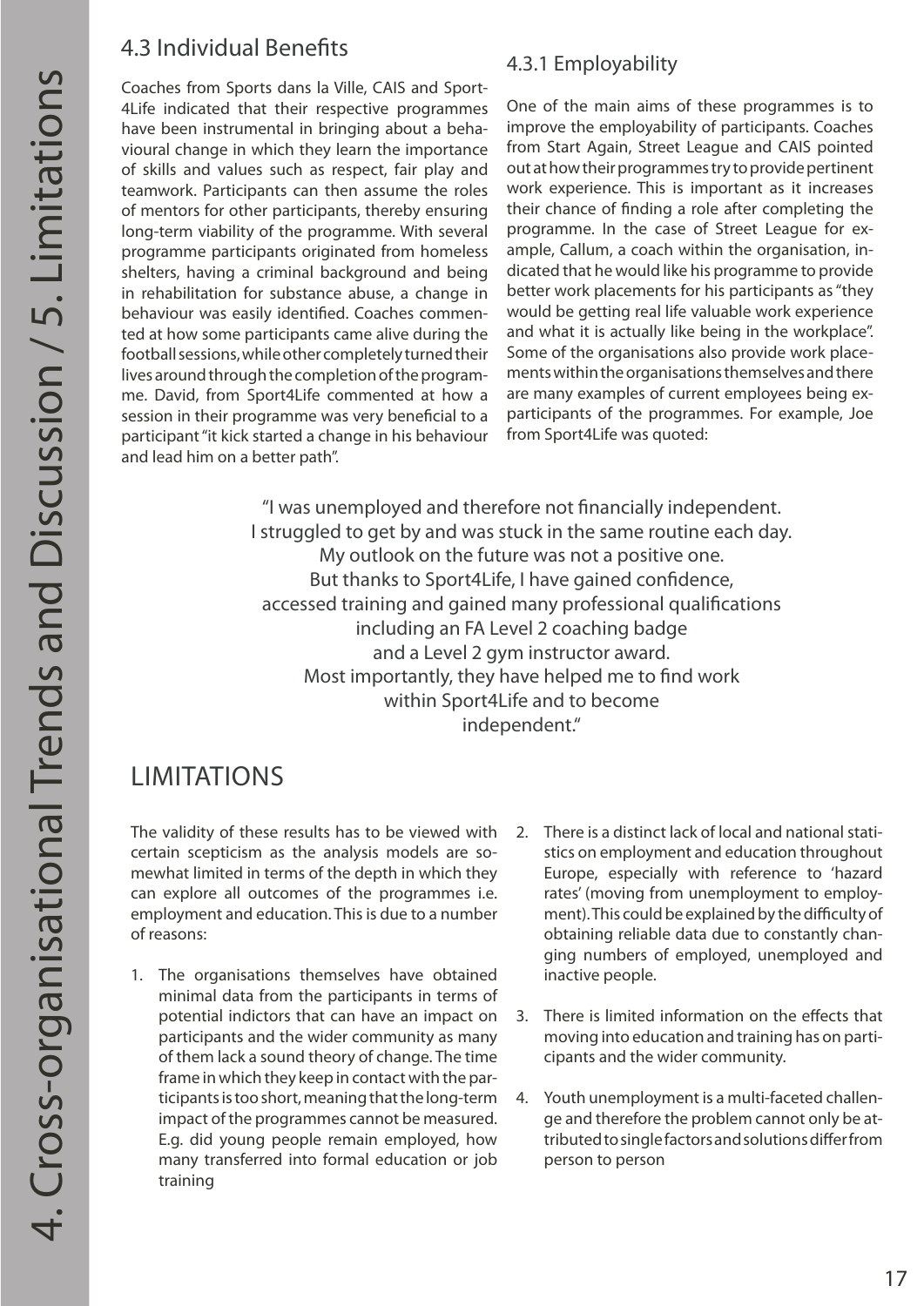## 4.3 Individual Benefits

Coaches from Sports dans la Ville, CAIS and Sport-4Life indicated that their respective programmes have been instrumental in bringing about a behavioural change in which they learn the importance of skills and values such as respect, fair play and teamwork. Participants can then assume the roles of mentors for other participants, thereby ensuring long-term viability of the programme. With several programme participants originated from homeless shelters, having a criminal background and being in rehabilitation for substance abuse, a change in behaviour was easily identified. Coaches commented at how some participants came alive during the football sessions, while other completely turned their lives around through the completion of the programme. David, from Sport4Life commented at how a session in their programme was very beneficial to a participant "it kick started a change in his behaviour and lead him on a better path".

### 4.3.1 Employability

One of the main aims of these programmes is to improve the employability of participants. Coaches from Start Again, Street League and CAIS pointed out at how their programmes try to provide pertinent work experience. This is important as it increases their chance of finding a role after completing the programme. In the case of Street League for example, Callum, a coach within the organisation, indicated that he would like his programme to provide better work placements for his participants as "they would be getting real life valuable work experience and what it is actually like being in the workplace". Some of the organisations also provide work placements within the organisations themselves and there are many examples of current employees being ex-participants of the programmes. For example, Joe from Sport4Life was quoted:

> "I was unemployed and therefore not financially independent.
> I struggled to get by and was stuck in the same routine each day.
> My outlook on the future was not a positive one.
> But thanks to Sport4Life, I have gained confidence,
> accessed training and gained many professional qualifications
> including an FA Level 2 coaching badge
> and a Level 2 gym instructor award.
> Most importantly, they have helped me to find work
> within Sport4Life and to become
> independent."

# LIMITATIONS

The validity of these results has to be viewed with certain scepticism as the analysis models are somewhat limited in terms of the depth in which they can explore all outcomes of the programmes i.e. employment and education. This is due to a number of reasons:

1. The organisations themselves have obtained minimal data from the participants in terms of potential indictors that can have an impact on participants and the wider community as many of them lack a sound theory of change. The time frame in which they keep in contact with the participants is too short, meaning that the long-term impact of the programmes cannot be measured. E.g. did young people remain employed, how many transferred into formal education or job training
2. There is a distinct lack of local and national statistics on employment and education throughout Europe, especially with reference to 'hazard rates' (moving from unemployment to employment). This could be explained by the difficulty of obtaining reliable data due to constantly changing numbers of employed, unemployed and inactive people.
3. There is limited information on the effects that moving into education and training has on participants and the wider community.
4. Youth unemployment is a multi-faceted challenge and therefore the problem cannot only be attributed to single factors and solutions differ from person to person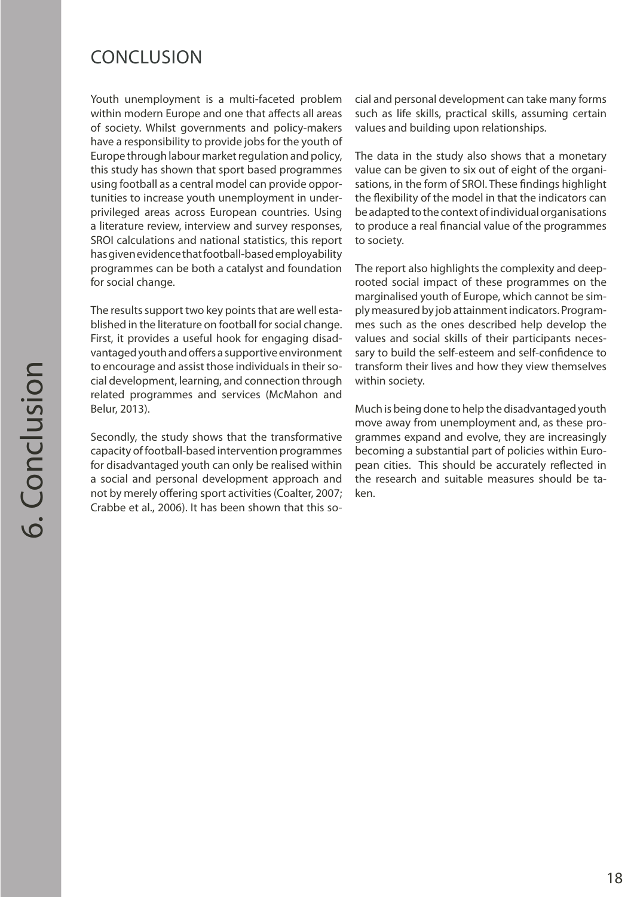# CONCLUSION

Youth unemployment is a multi-faceted problem within modern Europe and one that affects all areas of society. Whilst governments and policy-makers have a responsibility to provide jobs for the youth of Europe through labour market regulation and policy, this study has shown that sport based programmes using football as a central model can provide opportunities to increase youth unemployment in underprivileged areas across European countries. Using a literature review, interview and survey responses, SROI calculations and national statistics, this report has given evidence that football-based employability programmes can be both a catalyst and foundation for social change.

The results support two key points that are well established in the literature on football for social change. First, it provides a useful hook for engaging disadvantaged youth and offers a supportive environment to encourage and assist those individuals in their social development, learning, and connection through related programmes and services (McMahon and Belur, 2013).

Secondly, the study shows that the transformative capacity of football-based intervention programmes for disadvantaged youth can only be realised within a social and personal development approach and not by merely offering sport activities (Coalter, 2007; Crabbe et al., 2006). It has been shown that this social and personal development can take many forms such as life skills, practical skills, assuming certain values and building upon relationships.

The data in the study also shows that a monetary value can be given to six out of eight of the organisations, in the form of SROI. These findings highlight the flexibility of the model in that the indicators can be adapted to the context of individual organisations to produce a real financial value of the programmes to society.

The report also highlights the complexity and deep-rooted social impact of these programmes on the marginalised youth of Europe, which cannot be simply measured by job attainment indicators. Programmes such as the ones described help develop the values and social skills of their participants necessary to build the self-esteem and self-confidence to transform their lives and how they view themselves within society.

Much is being done to help the disadvantaged youth move away from unemployment and, as these programmes expand and evolve, they are increasingly becoming a substantial part of policies within European cities. This should be accurately reflected in the research and suitable measures should be taken.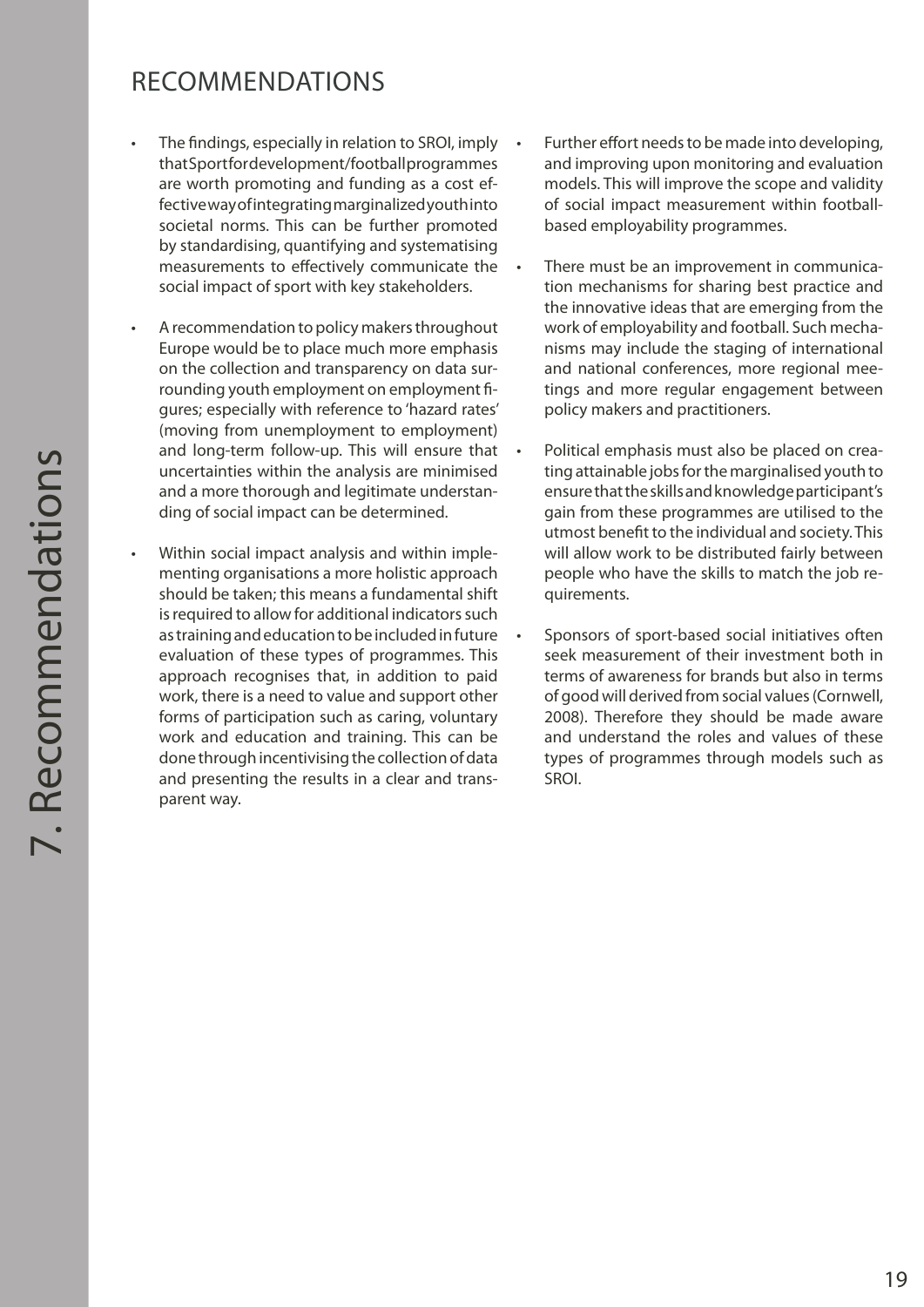## RECOMMENDATIONS

- The findings, especially in relation to SROI, imply that Sport for development/football programmes are worth promoting and funding as a cost effective way of integrating marginalized youth into societal norms. This can be further promoted by standardising, quantifying and systematising measurements to effectively communicate the social impact of sport with key stakeholders.
- A recommendation to policy makers throughout Europe would be to place much more emphasis on the collection and transparency on data surrounding youth employment on employment figures; especially with reference to 'hazard rates' (moving from unemployment to employment) and long-term follow-up. This will ensure that uncertainties within the analysis are minimised and a more thorough and legitimate understanding of social impact can be determined.
- Within social impact analysis and within implementing organisations a more holistic approach should be taken; this means a fundamental shift is required to allow for additional indicators such as training and education to be included in future evaluation of these types of programmes. This approach recognises that, in addition to paid work, there is a need to value and support other forms of participation such as caring, voluntary work and education and training. This can be done through incentivising the collection of data and presenting the results in a clear and transparent way.
- Further effort needs to be made into developing, and improving upon monitoring and evaluation models. This will improve the scope and validity of social impact measurement within football-based employability programmes.
- There must be an improvement in communication mechanisms for sharing best practice and the innovative ideas that are emerging from the work of employability and football. Such mechanisms may include the staging of international and national conferences, more regional meetings and more regular engagement between policy makers and practitioners.
- Political emphasis must also be placed on creating attainable jobs for the marginalised youth to ensure that the skills and knowledge participant's gain from these programmes are utilised to the utmost benefit to the individual and society. This will allow work to be distributed fairly between people who have the skills to match the job requirements.
- Sponsors of sport-based social initiatives often seek measurement of their investment both in terms of awareness for brands but also in terms of good will derived from social values (Cornwell, 2008). Therefore they should be made aware and understand the roles and values of these types of programmes through models such as SROI.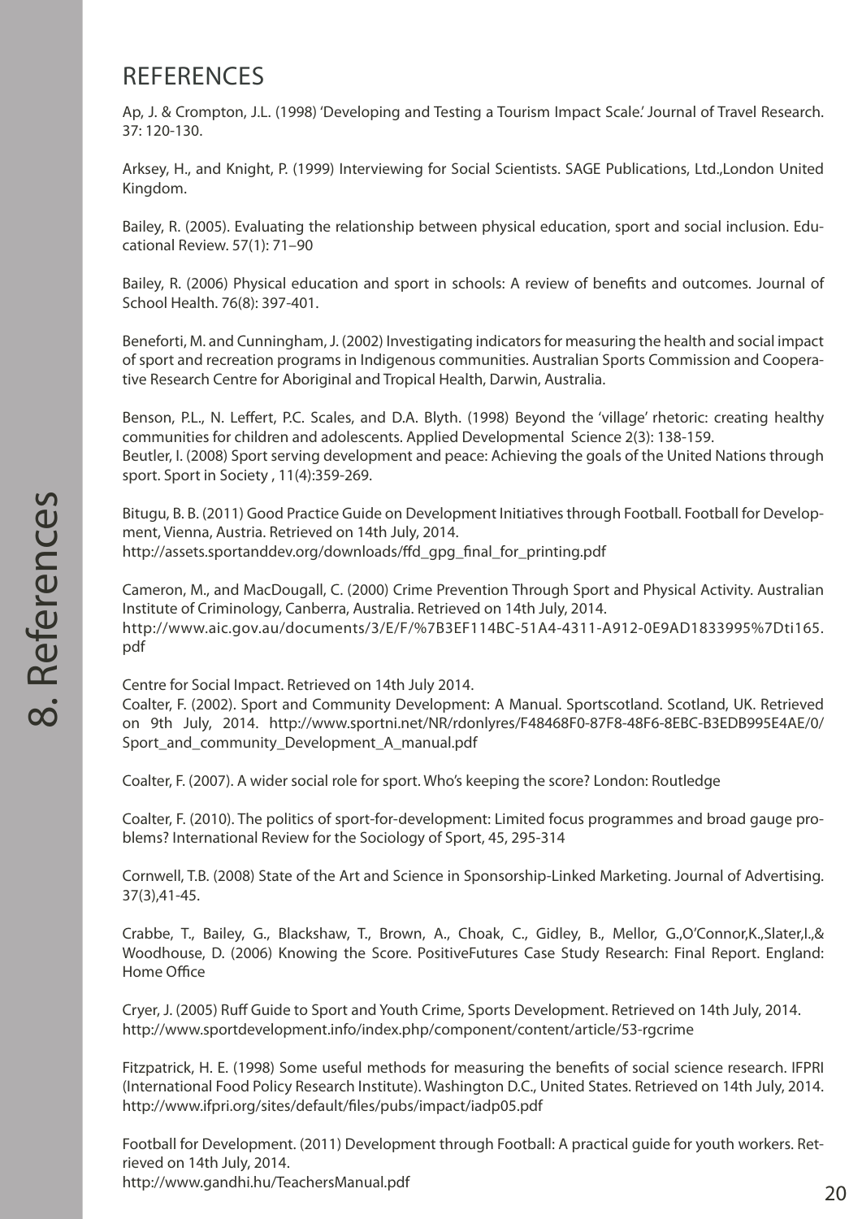## REFERENCES

Ap, J. & Crompton, J.L. (1998) 'Developing and Testing a Tourism Impact Scale.' Journal of Travel Research. 37: 120-130.

Arksey, H., and Knight, P. (1999) Interviewing for Social Scientists. SAGE Publications, Ltd.,London United Kingdom.

Bailey, R. (2005). Evaluating the relationship between physical education, sport and social inclusion. Educational Review. 57(1): 71–90

Bailey, R. (2006) Physical education and sport in schools: A review of benefits and outcomes. Journal of School Health. 76(8): 397-401.

Beneforti, M. and Cunningham, J. (2002) Investigating indicators for measuring the health and social impact of sport and recreation programs in Indigenous communities. Australian Sports Commission and Cooperative Research Centre for Aboriginal and Tropical Health, Darwin, Australia.

Benson, P.L., N. Leffert, P.C. Scales, and D.A. Blyth. (1998) Beyond the 'village' rhetoric: creating healthy communities for children and adolescents. Applied Developmental Science 2(3): 138-159.
Beutler, I. (2008) Sport serving development and peace: Achieving the goals of the United Nations through sport. Sport in Society , 11(4):359-269.

Bitugu, B. B. (2011) Good Practice Guide on Development Initiatives through Football. Football for Development, Vienna, Austria. Retrieved on 14th July, 2014.
http://assets.sportanddev.org/downloads/ffd_gpg_final_for_printing.pdf

Cameron, M., and MacDougall, C. (2000) Crime Prevention Through Sport and Physical Activity. Australian Institute of Criminology, Canberra, Australia. Retrieved on 14th July, 2014.
http://www.aic.gov.au/documents/3/E/F/%7B3EF114BC-51A4-4311-A912-0E9AD1833995%7Dti165.pdf

Centre for Social Impact. Retrieved on 14th July 2014.
Coalter, F. (2002). Sport and Community Development: A Manual. Sportscotland. Scotland, UK. Retrieved on 9th July, 2014. http://www.sportni.net/NR/rdonlyres/F48468F0-87F8-48F6-8EBC-B3EDB995E4AE/0/Sport_and_community_Development_A_manual.pdf

Coalter, F. (2007). A wider social role for sport. Who's keeping the score? London: Routledge

Coalter, F. (2010). The politics of sport-for-development: Limited focus programmes and broad gauge problems? International Review for the Sociology of Sport, 45, 295-314

Cornwell, T.B. (2008) State of the Art and Science in Sponsorship-Linked Marketing. Journal of Advertising. 37(3),41-45.

Crabbe, T., Bailey, G., Blackshaw, T., Brown, A., Choak, C., Gidley, B., Mellor, G.,O'Connor,K.,Slater,I.,& Woodhouse, D. (2006) Knowing the Score. PositiveFutures Case Study Research: Final Report. England: Home Office

Cryer, J. (2005) Ruff Guide to Sport and Youth Crime, Sports Development. Retrieved on 14th July, 2014.
http://www.sportdevelopment.info/index.php/component/content/article/53-rgcrime

Fitzpatrick, H. E. (1998) Some useful methods for measuring the benefits of social science research. IFPRI (International Food Policy Research Institute). Washington D.C., United States. Retrieved on 14th July, 2014.
http://www.ifpri.org/sites/default/files/pubs/impact/iadp05.pdf

Football for Development. (2011) Development through Football: A practical guide for youth workers. Retrieved on 14th July, 2014.
http://www.gandhi.hu/TeachersManual.pdf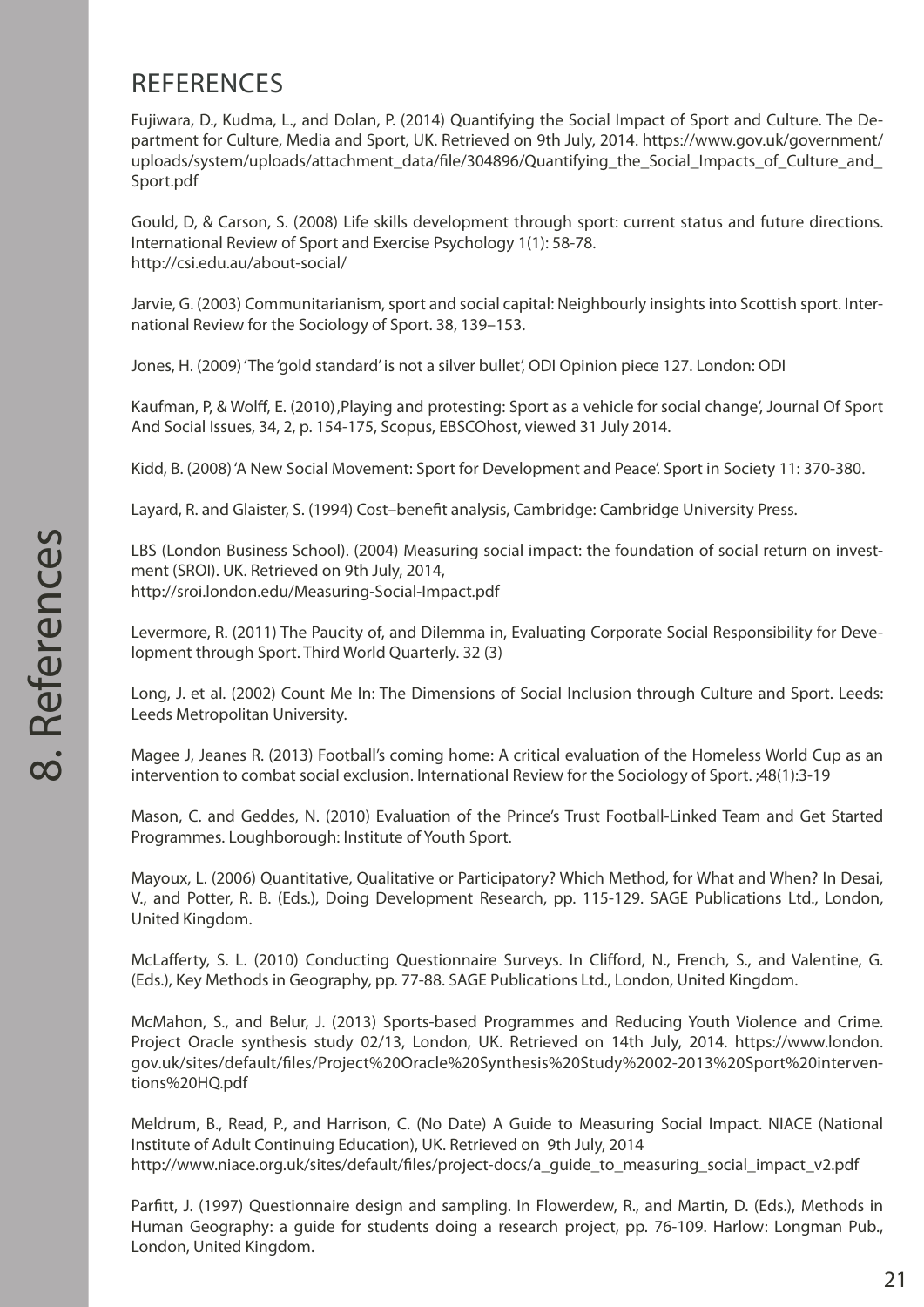## REFERENCES

Fujiwara, D., Kudma, L., and Dolan, P. (2014) Quantifying the Social Impact of Sport and Culture. The Department for Culture, Media and Sport, UK. Retrieved on 9th July, 2014. https://www.gov.uk/government/uploads/system/uploads/attachment_data/file/304896/Quantifying_the_Social_Impacts_of_Culture_and_Sport.pdf

Gould, D, & Carson, S. (2008) Life skills development through sport: current status and future directions. International Review of Sport and Exercise Psychology 1(1): 58-78.
http://csi.edu.au/about-social/

Jarvie, G. (2003) Communitarianism, sport and social capital: Neighbourly insights into Scottish sport. International Review for the Sociology of Sport. 38, 139–153.

Jones, H. (2009) 'The 'gold standard' is not a silver bullet', ODI Opinion piece 127. London: ODI

Kaufman, P, & Wolff, E. (2010) ,Playing and protesting: Sport as a vehicle for social change', Journal Of Sport And Social Issues, 34, 2, p. 154-175, Scopus, EBSCOhost, viewed 31 July 2014.

Kidd, B. (2008) 'A New Social Movement: Sport for Development and Peace'. Sport in Society 11: 370-380.

Layard, R. and Glaister, S. (1994) Cost–benefit analysis, Cambridge: Cambridge University Press.

LBS (London Business School). (2004) Measuring social impact: the foundation of social return on investment (SROI). UK. Retrieved on 9th July, 2014,
http://sroi.london.edu/Measuring-Social-Impact.pdf

Levermore, R. (2011) The Paucity of, and Dilemma in, Evaluating Corporate Social Responsibility for Development through Sport. Third World Quarterly. 32 (3)

Long, J. et al. (2002) Count Me In: The Dimensions of Social Inclusion through Culture and Sport. Leeds: Leeds Metropolitan University.

Magee J, Jeanes R. (2013) Football's coming home: A critical evaluation of the Homeless World Cup as an intervention to combat social exclusion. International Review for the Sociology of Sport. ;48(1):3-19

Mason, C. and Geddes, N. (2010) Evaluation of the Prince's Trust Football-Linked Team and Get Started Programmes. Loughborough: Institute of Youth Sport.

Mayoux, L. (2006) Quantitative, Qualitative or Participatory? Which Method, for What and When? In Desai, V., and Potter, R. B. (Eds.), Doing Development Research, pp. 115-129. SAGE Publications Ltd., London, United Kingdom.

McLafferty, S. L. (2010) Conducting Questionnaire Surveys. In Clifford, N., French, S., and Valentine, G. (Eds.), Key Methods in Geography, pp. 77-88. SAGE Publications Ltd., London, United Kingdom.

McMahon, S., and Belur, J. (2013) Sports-based Programmes and Reducing Youth Violence and Crime. Project Oracle synthesis study 02/13, London, UK. Retrieved on 14th July, 2014. https://www.london.gov.uk/sites/default/files/Project%20Oracle%20Synthesis%20Study%2002-2013%20Sport%20interventions%20HQ.pdf

Meldrum, B., Read, P., and Harrison, C. (No Date) A Guide to Measuring Social Impact. NIACE (National Institute of Adult Continuing Education), UK. Retrieved on 9th July, 2014
http://www.niace.org.uk/sites/default/files/project-docs/a_guide_to_measuring_social_impact_v2.pdf

Parfitt, J. (1997) Questionnaire design and sampling. In Flowerdew, R., and Martin, D. (Eds.), Methods in Human Geography: a guide for students doing a research project, pp. 76-109. Harlow: Longman Pub., London, United Kingdom.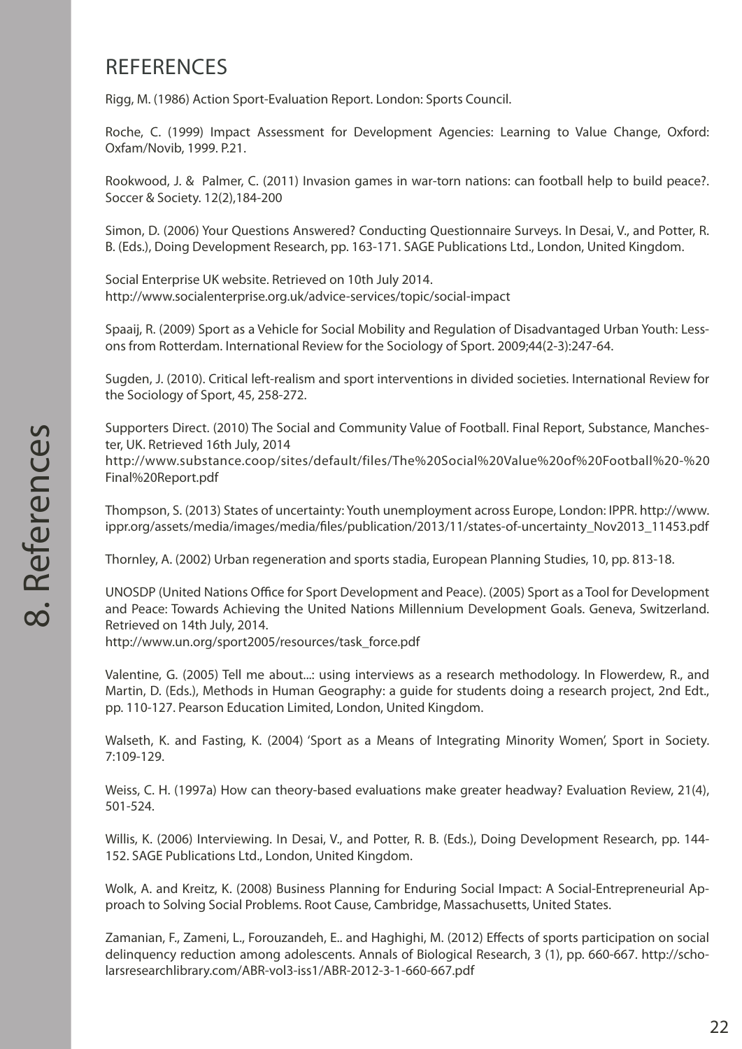# REFERENCES

Rigg, M. (1986) Action Sport-Evaluation Report. London: Sports Council.

Roche, C. (1999) Impact Assessment for Development Agencies: Learning to Value Change, Oxford: Oxfam/Novib, 1999. P.21.

Rookwood, J. & Palmer, C. (2011) Invasion games in war-torn nations: can football help to build peace?. Soccer & Society. 12(2),184-200

Simon, D. (2006) Your Questions Answered? Conducting Questionnaire Surveys. In Desai, V., and Potter, R. B. (Eds.), Doing Development Research, pp. 163-171. SAGE Publications Ltd., London, United Kingdom.

Social Enterprise UK website. Retrieved on 10th July 2014.
http://www.socialenterprise.org.uk/advice-services/topic/social-impact

Spaaij, R. (2009) Sport as a Vehicle for Social Mobility and Regulation of Disadvantaged Urban Youth: Lessons from Rotterdam. International Review for the Sociology of Sport. 2009;44(2-3):247-64.

Sugden, J. (2010). Critical left-realism and sport interventions in divided societies. International Review for the Sociology of Sport, 45, 258-272.

Supporters Direct. (2010) The Social and Community Value of Football. Final Report, Substance, Manchester, UK. Retrieved 16th July, 2014
http://www.substance.coop/sites/default/files/The%20Social%20Value%20of%20Football%20-%20Final%20Report.pdf

Thompson, S. (2013) States of uncertainty: Youth unemployment across Europe, London: IPPR. http://www.ippr.org/assets/media/images/media/files/publication/2013/11/states-of-uncertainty_Nov2013_11453.pdf

Thornley, A. (2002) Urban regeneration and sports stadia, European Planning Studies, 10, pp. 813-18.

UNOSDP (United Nations Office for Sport Development and Peace). (2005) Sport as a Tool for Development and Peace: Towards Achieving the United Nations Millennium Development Goals. Geneva, Switzerland. Retrieved on 14th July, 2014.
http://www.un.org/sport2005/resources/task_force.pdf

Valentine, G. (2005) Tell me about...: using interviews as a research methodology. In Flowerdew, R., and Martin, D. (Eds.), Methods in Human Geography: a guide for students doing a research project, 2nd Edt., pp. 110-127. Pearson Education Limited, London, United Kingdom.

Walseth, K. and Fasting, K. (2004) 'Sport as a Means of Integrating Minority Women', Sport in Society. 7:109-129.

Weiss, C. H. (1997a) How can theory-based evaluations make greater headway? Evaluation Review, 21(4), 501-524.

Willis, K. (2006) Interviewing. In Desai, V., and Potter, R. B. (Eds.), Doing Development Research, pp. 144-152. SAGE Publications Ltd., London, United Kingdom.

Wolk, A. and Kreitz, K. (2008) Business Planning for Enduring Social Impact: A Social-Entrepreneurial Approach to Solving Social Problems. Root Cause, Cambridge, Massachusetts, United States.

Zamanian, F., Zameni, L., Forouzandeh, E.. and Haghighi, M. (2012) Effects of sports participation on social delinquency reduction among adolescents. Annals of Biological Research, 3 (1), pp. 660-667. http://scholarsresearchlibrary.com/ABR-vol3-iss1/ABR-2012-3-1-660-667.pdf